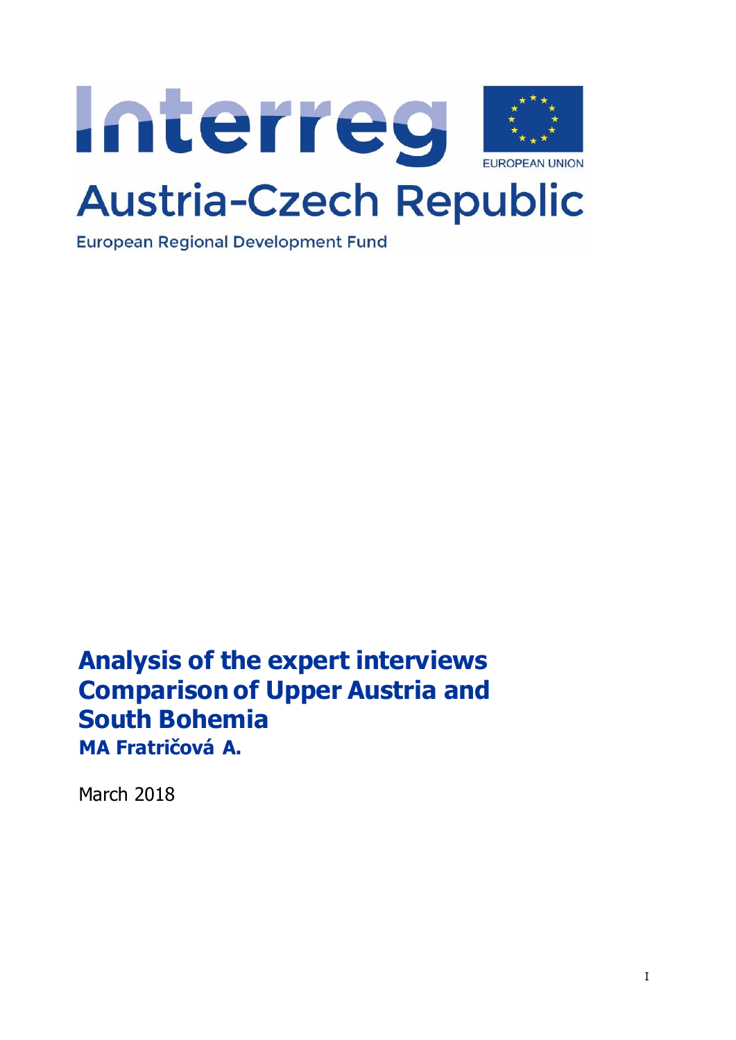Interreg

EUROPEAN UNION

Austria-Czech Republic

European Regional Development Fund

# Analysis of the expert interviews Comparison of Upper Austria and South Bohemia

**MA Fratričová A.**

March 2018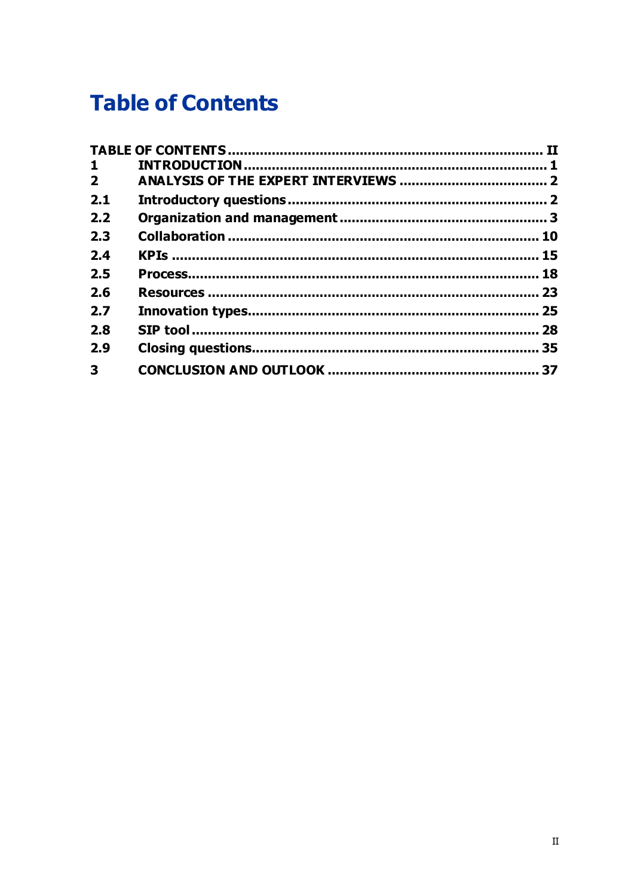# Table of Contents

TABLE OF CONTENTS ........................................................................ II
1 INTRODUCTION ........................................................................ 1
2 ANALYSIS OF THE EXPERT INTERVIEWS .................................... 2
2.1 Introductory questions ............................................................... 2
2.2 Organization and management .................................................. 3
2.3 Collaboration ........................................................................... 10
2.4 KPIs ........................................................................................ 15
2.5 Process..................................................................................... 18
2.6 Resources ................................................................................ 23
2.7 Innovation types....................................................................... 25
2.8 SIP tool .................................................................................... 28
2.9 Closing questions...................................................................... 35
3 CONCLUSION AND OUTLOOK ................................................... 37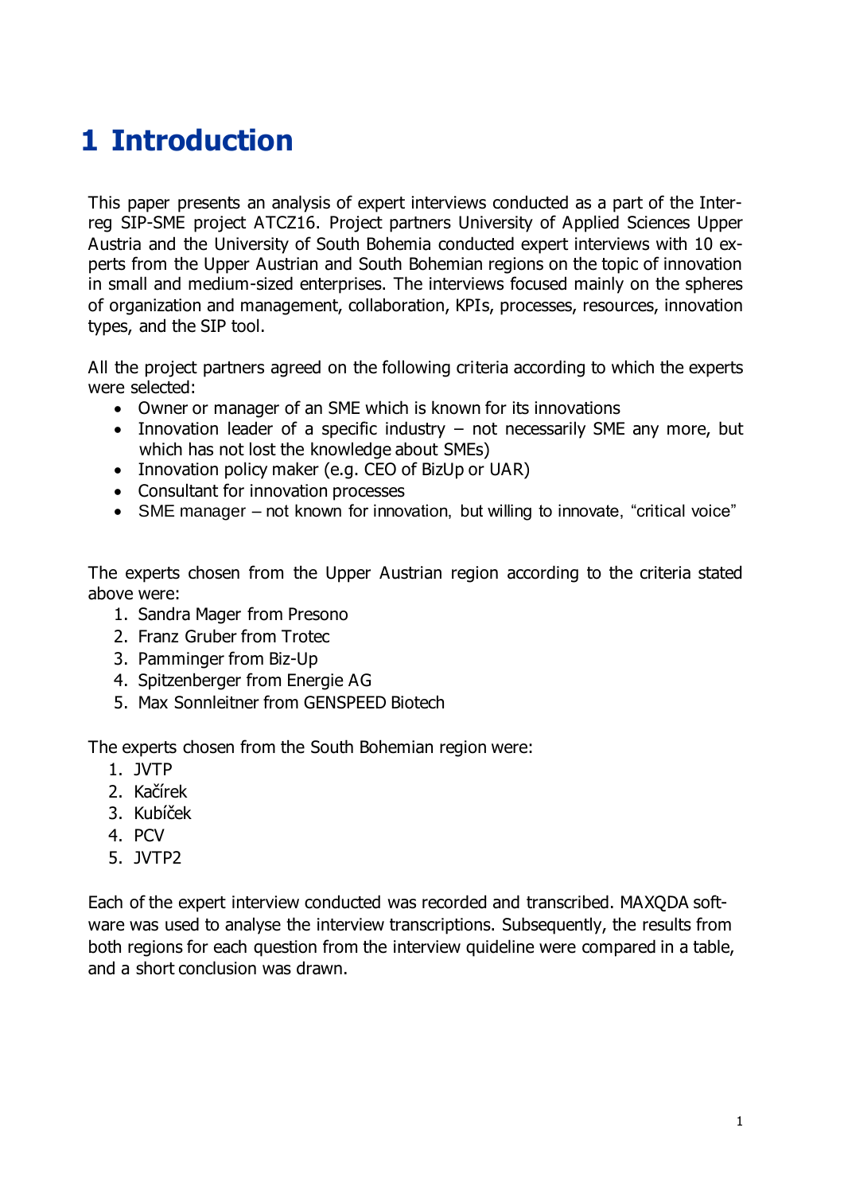# 1 Introduction

This paper presents an analysis of expert interviews conducted as a part of the Interreg SIP-SME project ATCZ16. Project partners University of Applied Sciences Upper Austria and the University of South Bohemia conducted expert interviews with 10 experts from the Upper Austrian and South Bohemian regions on the topic of innovation in small and medium-sized enterprises. The interviews focused mainly on the spheres of organization and management, collaboration, KPIs, processes, resources, innovation types, and the SIP tool.

All the project partners agreed on the following criteria according to which the experts were selected:

- Owner or manager of an SME which is known for its innovations
- Innovation leader of a specific industry – not necessarily SME any more, but which has not lost the knowledge about SMEs)
- Innovation policy maker (e.g. CEO of BizUp or UAR)
- Consultant for innovation processes
- SME manager – not known for innovation, but willing to innovate, "critical voice"

The experts chosen from the Upper Austrian region according to the criteria stated above were:

1. Sandra Mager from Presono
2. Franz Gruber from Trotec
3. Pamminger from Biz-Up
4. Spitzenberger from Energie AG
5. Max Sonnleitner from GENSPEED Biotech

The experts chosen from the South Bohemian region were:

1. JVTP
2. Kačírek
3. Kubíček
4. PCV
5. JVTP2

Each of the expert interview conducted was recorded and transcribed. MAXQDA software was used to analyse the interview transcriptions. Subsequently, the results from both regions for each question from the interview quideline were compared in a table, and a short conclusion was drawn.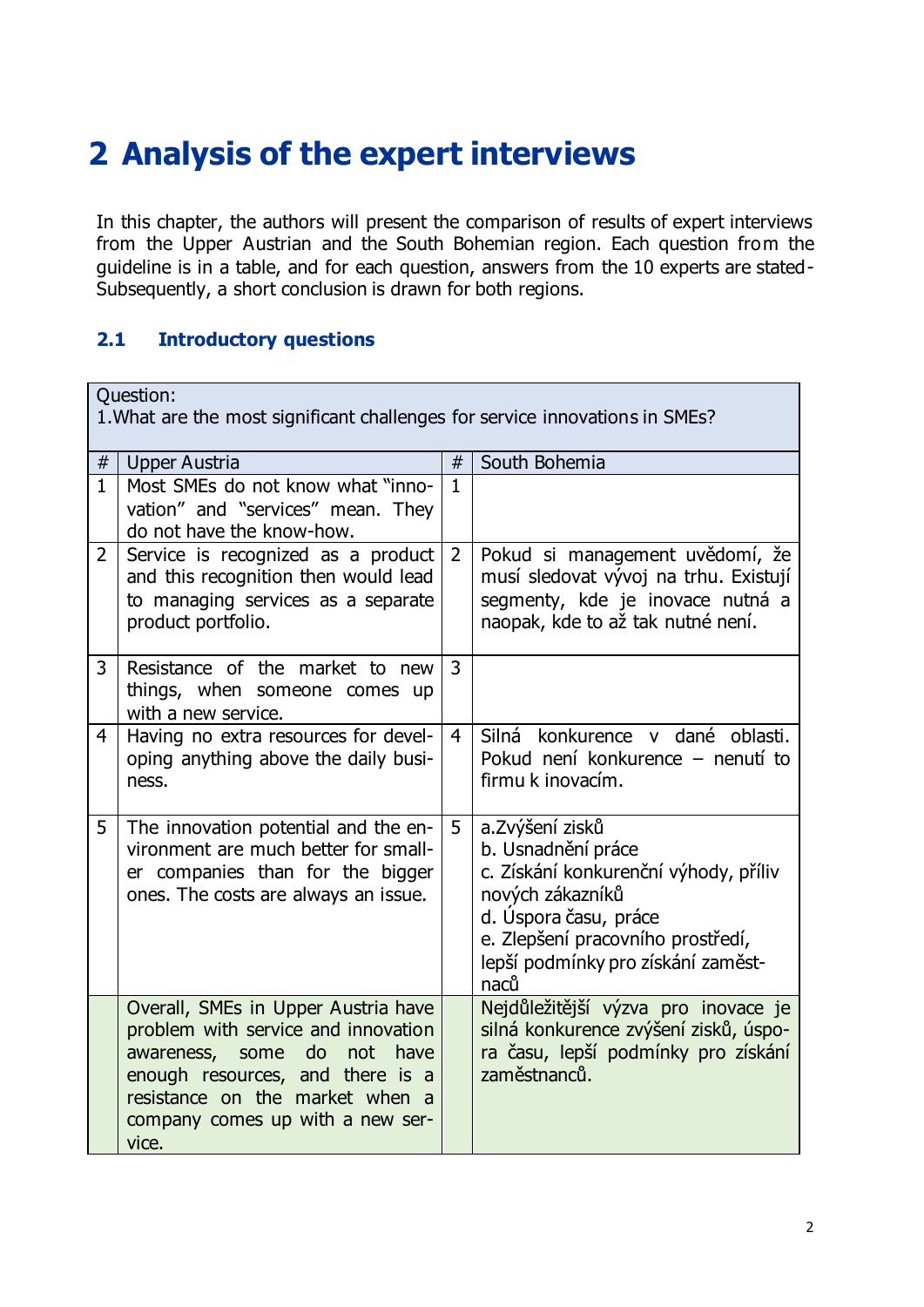# 2 Analysis of the expert interviews

In this chapter, the authors will present the comparison of results of expert interviews from the Upper Austrian and the South Bohemian region. Each question from the guideline is in a table, and for each question, answers from the 10 experts are stated-Subsequently, a short conclusion is drawn for both regions.

## 2.1 Introductory questions

| Question:<br>1.What are the most significant challenges for service innovations in SMEs? | | | |
|---|---|---|---|
| # | Upper Austria | # | South Bohemia |
| 1 | Most SMEs do not know what "innovation" and "services" mean. They do not have the know-how. | 1 | |
| 2 | Service is recognized as a product and this recognition then would lead to managing services as a separate product portfolio. | 2 | Pokud si management uvědomí, že musí sledovat vývoj na trhu. Existují segmenty, kde je inovace nutná a naopak, kde to až tak nutné není. |
| 3 | Resistance of the market to new things, when someone comes up with a new service. | 3 | |
| 4 | Having no extra resources for developing anything above the daily business. | 4 | Silná konkurence v dané oblasti. Pokud není konkurence – nenutí to firmu k inovacím. |
| 5 | The innovation potential and the environment are much better for smaller companies than for the bigger ones. The costs are always an issue. | 5 | a.Zvýšení zisků<br>b. Usnadnění práce<br>c. Získání konkurenční výhody, příliv nových zákazníků<br>d. Úspora času, práce<br>e. Zlepšení pracovního prostředí, lepší podmínky pro získání zaměstnaců |
| | Overall, SMEs in Upper Austria have problem with service and innovation awareness, some do not have enough resources, and there is a resistance on the market when a company comes up with a new service. | | Nejdůležitější výzva pro inovace je silná konkurence zvýšení zisků, úspora času, lepší podmínky pro získání zaměstnanců. |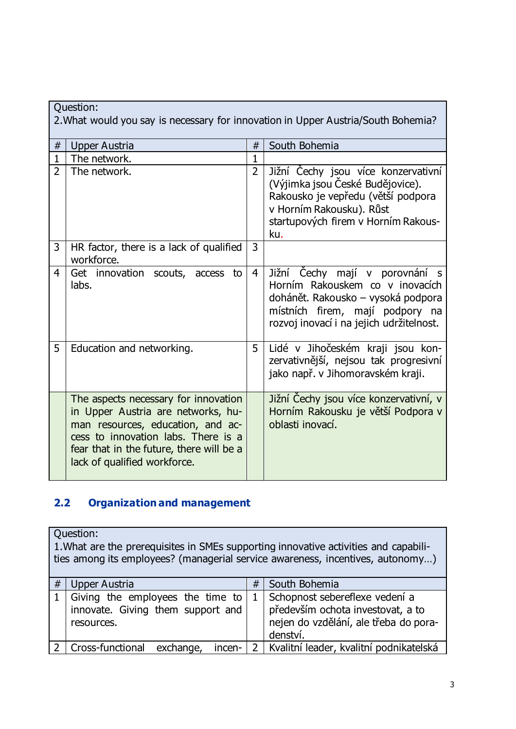| Question: 2.What would you say is necessary for innovation in Upper Austria/South Bohemia? | | | |
|---|---|---|---|
| # | Upper Austria | # | South Bohemia |
| 1 | The network. | 1 | |
| 2 | The network. | 2 | Jižní Čechy jsou více konzervativní (Výjimka jsou České Budějovice). Rakousko je vepředu (větší podpora v Horním Rakousku). Růst startupových firem v Horním Rakousku. |
| 3 | HR factor, there is a lack of qualified workforce. | 3 | |
| 4 | Get innovation scouts, access to labs. | 4 | Jižní Čechy mají v porovnání s Horním Rakouskem co v inovacích dohánět. Rakousko – vysoká podpora místních firem, mají podpory na rozvoj inovací i na jejich udržitelnost. |
| 5 | Education and networking. | 5 | Lidé v Jihočeském kraji jsou konzervativnější, nejsou tak progresivní jako např. v Jihomoravském kraji. |
| | The aspects necessary for innovation in Upper Austria are networks, human resources, education, and access to innovation labs. There is a fear that in the future, there will be a lack of qualified workforce. | | Jižní Čechy jsou více konzervativní, v Horním Rakousku je větší Podpora v oblasti inovací. |

## 2.2 Organization and management

| Question: 1.What are the prerequisites in SMEs supporting innovative activities and capabilities among its employees? (managerial service awareness, incentives, autonomy…) | | | |
|---|---|---|---|
| # | Upper Austria | # | South Bohemia |
| 1 | Giving the employees the time to innovate. Giving them support and resources. | 1 | Schopnost sebereflexe vedení a především ochota investovat, a to nejen do vzdělání, ale třeba do poradenství. |
| 2 | Cross-functional exchange, incen- | 2 | Kvalitní leader, kvalitní podnikatelská |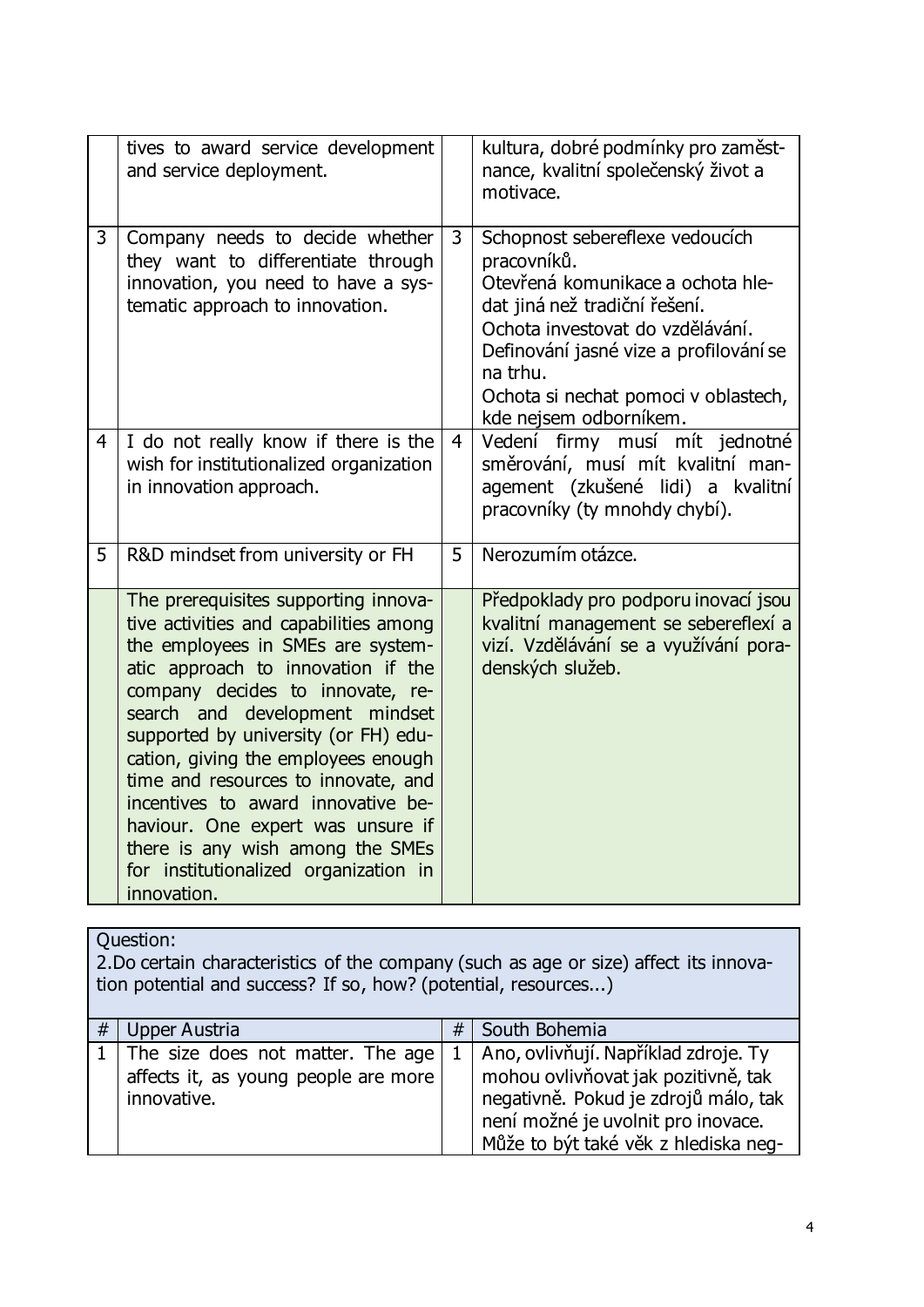| | | | |
|---|---|---|---|
| | tives to award service development and service deployment. | | kultura, dobré podmínky pro zaměstnance, kvalitní společenský život a motivace. |
| 3 | Company needs to decide whether they want to differentiate through innovation, you need to have a systematic approach to innovation. | 3 | Schopnost sebereflexe vedoucích pracovníků.<br>Otevřená komunikace a ochota hledat jiná než tradiční řešení.<br>Ochota investovat do vzdělávání.<br>Definování jasné vize a profilování se na trhu.<br>Ochota si nechat pomoci v oblastech, kde nejsem odborníkem. |
| 4 | I do not really know if there is the wish for institutionalized organization in innovation approach. | 4 | Vedení firmy musí mít jednotné směrování, musí mít kvalitní management (zkušené lidi) a kvalitní pracovníky (ty mnohdy chybí). |
| 5 | R&D mindset from university or FH | 5 | Nerozumím otázce. |
| | The prerequisites supporting innovative activities and capabilities among the employees in SMEs are systematic approach to innovation if the company decides to innovate, research and development mindset supported by university (or FH) education, giving the employees enough time and resources to innovate, and incentives to award innovative behaviour. One expert was unsure if there is any wish among the SMEs for institutionalized organization in innovation. | | Předpoklady pro podporu inovací jsou kvalitní management se sebereflexí a vizí. Vzdělávání se a využívání poradenských služeb. |

Question:
2.Do certain characteristics of the company (such as age or size) affect its innovation potential and success? If so, how? (potential, resources...)

| # | Upper Austria | # | South Bohemia |
|---|---|---|---|
| 1 | The size does not matter. The age affects it, as young people are more innovative. | 1 | Ano, ovlivňují. Například zdroje. Ty mohou ovlivňovat jak pozitivně, tak negativně. Pokud je zdrojů málo, tak není možné je uvolnit pro inovace. Může to být také věk z hlediska neg- |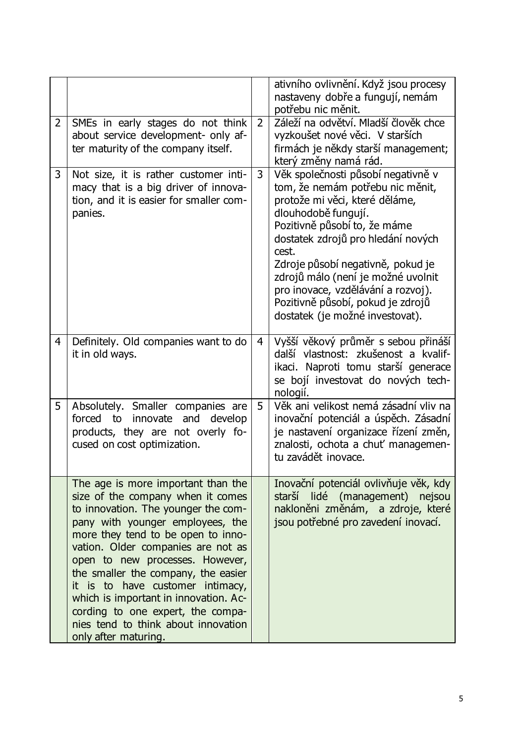| | | | |
|---|---|---|---|
| | | | ativního ovlivnění. Když jsou procesy nastaveny dobře a fungují, nemám potřebu nic měnit. |
| 2 | SMEs in early stages do not think about service development- only after maturity of the company itself. | 2 | Záleží na odvětví. Mladší člověk chce vyzkoušet nové věci. V starších firmách je někdy starší management; který změny namá rád. |
| 3 | Not size, it is rather customer intimacy that is a big driver of innovation, and it is easier for smaller companies. | 3 | Věk společnosti působí negativně v tom, že nemám potřebu nic měnit, protože mi věci, které děláme, dlouhodobě fungují. Pozitivně působí to, že máme dostatek zdrojů pro hledání nových cest. Zdroje působí negativně, pokud je zdrojů málo (není je možné uvolnit pro inovace, vzdělávání a rozvoj). Pozitivně působí, pokud je zdrojů dostatek (je možné investovat). |
| 4 | Definitely. Old companies want to do it in old ways. | 4 | Vyšší věkový průměr s sebou přináší další vlastnost: zkušenost a kvalifikaci. Naproti tomu starší generace se bojí investovat do nových technologií. |
| 5 | Absolutely. Smaller companies are forced to innovate and develop products, they are not overly focused on cost optimization. | 5 | Věk ani velikost nemá zásadní vliv na inovační potenciál a úspěch. Zásadní je nastavení organizace řízení změn, znalosti, ochota a chuť managementu zavádět inovace. |
| | The age is more important than the size of the company when it comes to innovation. The younger the company with younger employees, the more they tend to be open to innovation. Older companies are not as open to new processes. However, the smaller the company, the easier it is to have customer intimacy, which is important in innovation. According to one expert, the companies tend to think about innovation only after maturing. | | Inovační potenciál ovlivňuje věk, kdy starší lidé (management) nejsou nakloněni změnám, a zdroje, které jsou potřebné pro zavedení inovací. |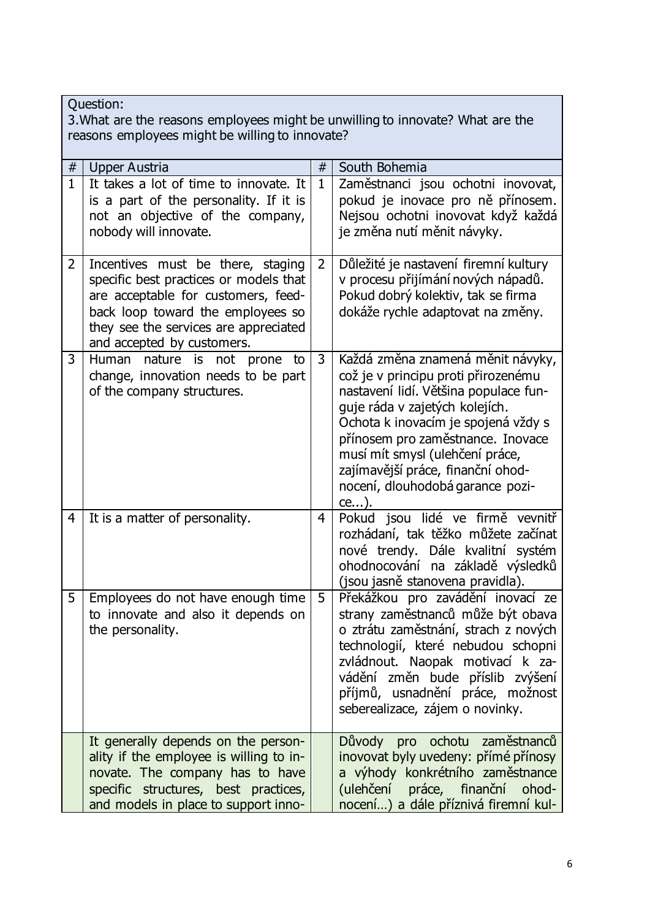| Question:<br>3.What are the reasons employees might be unwilling to innovate? What are the reasons employees might be willing to innovate? | | | |
|---|---|---|---|
| # | Upper Austria | # | South Bohemia |
| 1 | It takes a lot of time to innovate. It is a part of the personality. If it is not an objective of the company, nobody will innovate. | 1 | Zaměstnanci jsou ochotni inovovat, pokud je inovace pro ně přínosem. Nejsou ochotni inovovat když každá je změna nutí měnit návyky. |
| 2 | Incentives must be there, staging specific best practices or models that are acceptable for customers, feed-back loop toward the employees so they see the services are appreciated and accepted by customers. | 2 | Důležité je nastavení firemní kultury v procesu přijímání nových nápadů. Pokud dobrý kolektiv, tak se firma dokáže rychle adaptovat na změny. |
| 3 | Human nature is not prone to change, innovation needs to be part of the company structures. | 3 | Každá změna znamená měnit návyky, což je v principu proti přirozenému nastavení lidí. Většina populace fun-guje ráda v zajetých kolejích. Ochota k inovacím je spojená vždy s přínosem pro zaměstnance. Inovace musí mít smysl (ulehčení práce, zajímavější práce, finanční ohod-nocení, dlouhodobá garance pozi-ce...). |
| 4 | It is a matter of personality. | 4 | Pokud jsou lidé ve firmě vevnitř rozhádaní, tak těžko můžete začínat nové trendy. Dále kvalitní systém ohodnocování na základě výsledků (jsou jasně stanovena pravidla). |
| 5 | Employees do not have enough time to innovate and also it depends on the personality. | 5 | Překážkou pro zavádění inovací ze strany zaměstnanců může být obava o ztrátu zaměstnání, strach z nových technologií, které nebudou schopni zvládnout. Naopak motivací k za-vádění změn bude příslib zvýšení příjmů, usnadnění práce, možnost seberealizace, zájem o novinky. |
| | It generally depends on the person-ality if the employee is willing to in-novate. The company has to have specific structures, best practices, and models in place to support inno- | | Důvody pro ochotu zaměstnanců inovovat byly uvedeny: přímé přínosy a výhody konkrétního zaměstnance (ulehčení práce, finanční ohod-nocení…) a dále příznivá firemní kul- |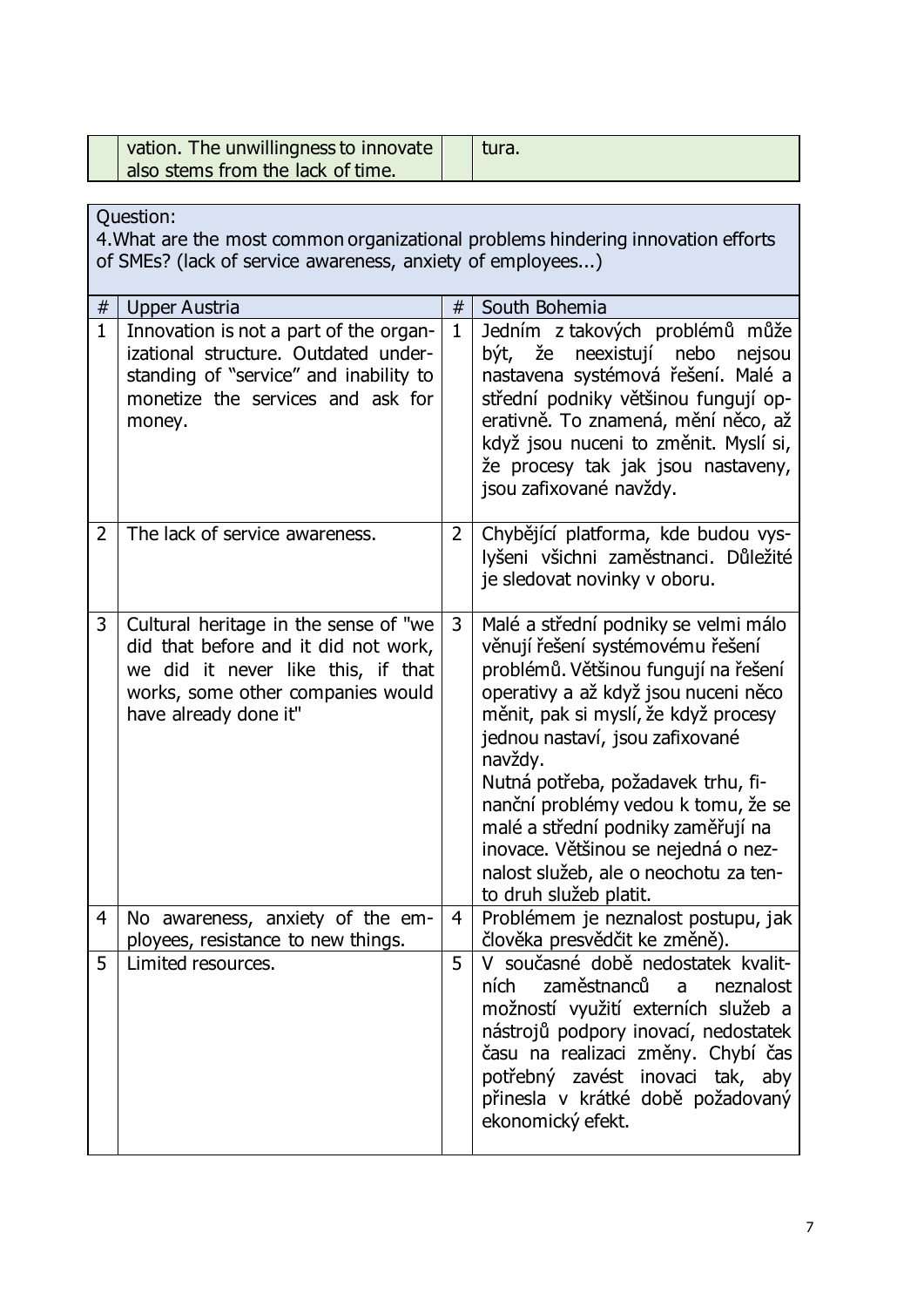| | | | |
|---|---|---|---|
| | vation. The unwillingness to innovate also stems from the lack of time. | | tura. |

| Question: 4.What are the most common organizational problems hindering innovation efforts of SMEs? (lack of service awareness, anxiety of employees...) | | | |
|---|---|---|---|
| # | Upper Austria | # | South Bohemia |
| 1 | Innovation is not a part of the organizational structure. Outdated understanding of "service" and inability to monetize the services and ask for money. | 1 | Jedním z takových problémů může být, že neexistují nebo nejsou nastavena systémová řešení. Malé a střední podniky většinou fungují operativně. To znamená, mění něco, až když jsou nuceni to změnit. Myslí si, že procesy tak jak jsou nastaveny, jsou zafixované navždy. |
| 2 | The lack of service awareness. | 2 | Chybějící platforma, kde budou vyslyšeni všichni zaměstnanci. Důležité je sledovat novinky v oboru. |
| 3 | Cultural heritage in the sense of "we did that before and it did not work, we did it never like this, if that works, some other companies would have already done it" | 3 | Malé a střední podniky se velmi málo věnují řešení systémovému řešení problémů. Většinou fungují na řešení operativy a až když jsou nuceni něco měnit, pak si myslí, že když procesy jednou nastaví, jsou zafixované navždy. Nutná potřeba, požadavek trhu, finanční problémy vedou k tomu, že se malé a střední podniky zaměřují na inovace. Většinou se nejedná o neznalost služeb, ale o neochotu za tento druh služeb platit. |
| 4 | No awareness, anxiety of the employees, resistance to new things. | 4 | Problémem je neznalost postupu, jak člověka presvědčit ke změně). |
| 5 | Limited resources. | 5 | V současné době nedostatek kvalitních zaměstnanců a neznalost možností využití externích služeb a nástrojů podpory inovací, nedostatek času na realizaci změny. Chybí čas potřebný zavést inovaci tak, aby přinesla v krátké době požadovaný ekonomický efekt. |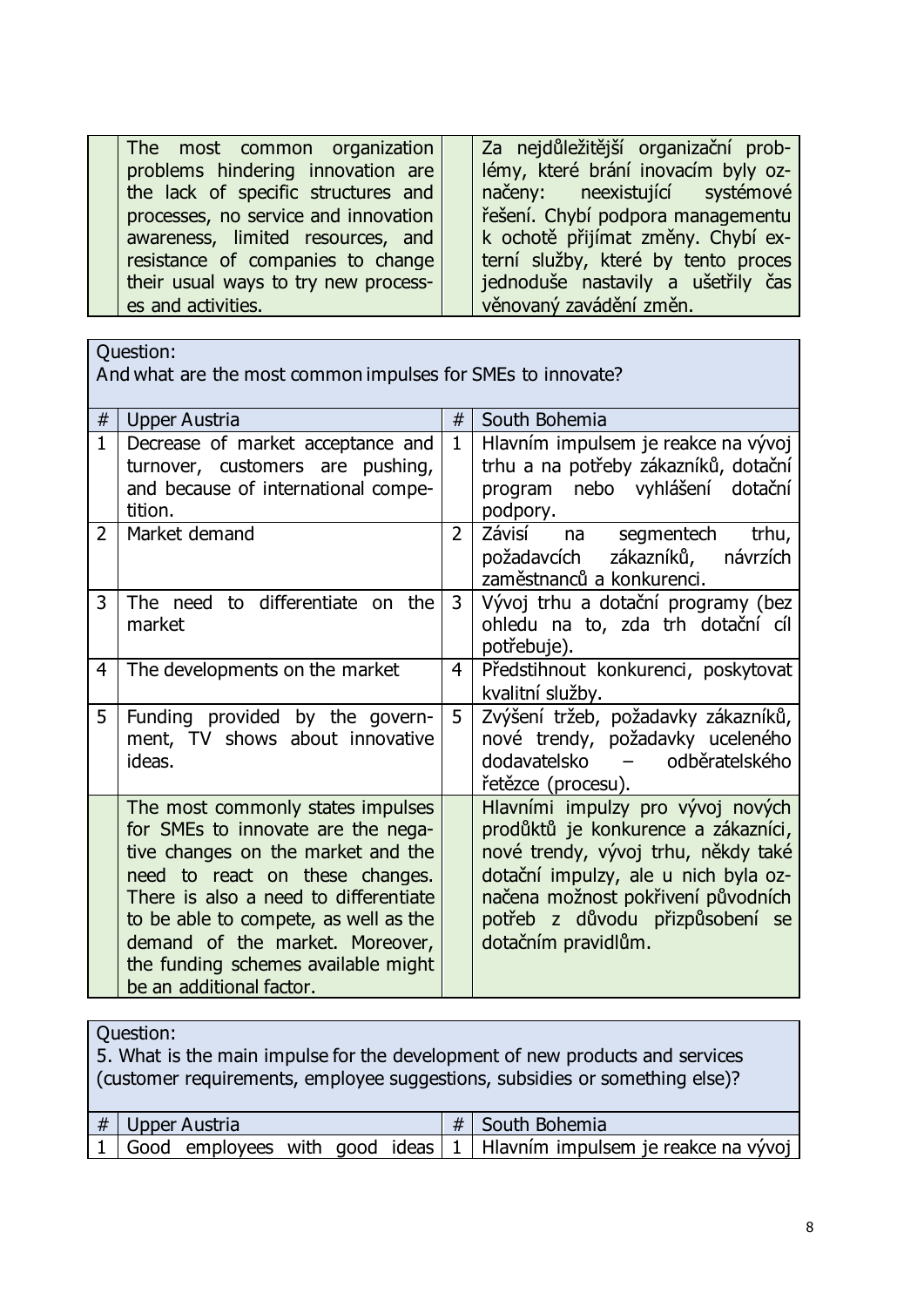| | | | |
|---|---|---|---|
| | The most common organization problems hindering innovation are the lack of specific structures and processes, no service and innovation awareness, limited resources, and resistance of companies to change their usual ways to try new processes and activities. | | Za nejdůležitější organizační problémy, které brání inovacím byly označeny: neexistující systémové řešení. Chybí podpora managementu k ochotě přijímat změny. Chybí externí služby, které by tento proces jednoduše nastavily a ušetřily čas věnovaný zavádění změn. |

Question:
And what are the most common impulses for SMEs to innovate?

| # | Upper Austria | # | South Bohemia |
|---|---|---|---|
| 1 | Decrease of market acceptance and turnover, customers are pushing, and because of international competition. | 1 | Hlavním impulsem je reakce na vývoj trhu a na potřeby zákazníků, dotační program nebo vyhlášení dotační podpory. |
| 2 | Market demand | 2 | Závisí na segmentech trhu, požadavcích zákazníků, návrzích zaměstnanců a konkurenci. |
| 3 | The need to differentiate on the market | 3 | Vývoj trhu a dotační programy (bez ohledu na to, zda trh dotační cíl potřebuje). |
| 4 | The developments on the market | 4 | Předstihnout konkurenci, poskytovat kvalitní služby. |
| 5 | Funding provided by the government, TV shows about innovative ideas. | 5 | Zvýšení tržeb, požadavky zákazníků, nové trendy, požadavky uceleného dodavatelsko – odběratelského řetězce (procesu). |
| | The most commonly states impulses for SMEs to innovate are the negative changes on the market and the need to react on these changes. There is also a need to differentiate to be able to compete, as well as the demand of the market. Moreover, the funding schemes available might be an additional factor. | | Hlavními impulzy pro vývoj nových prodůktů je konkurence a zákazníci, nové trendy, vývoj trhu, někdy také dotační impulzy, ale u nich byla označena možnost pokřivení původních potřeb z důvodu přizpůsobení se dotačním pravidlům. |

Question:
5. What is the main impulse for the development of new products and services (customer requirements, employee suggestions, subsidies or something else)?

| # | Upper Austria | # | South Bohemia |
|---|---|---|---|
| 1 | Good employees with good ideas | 1 | Hlavním impulsem je reakce na vývoj |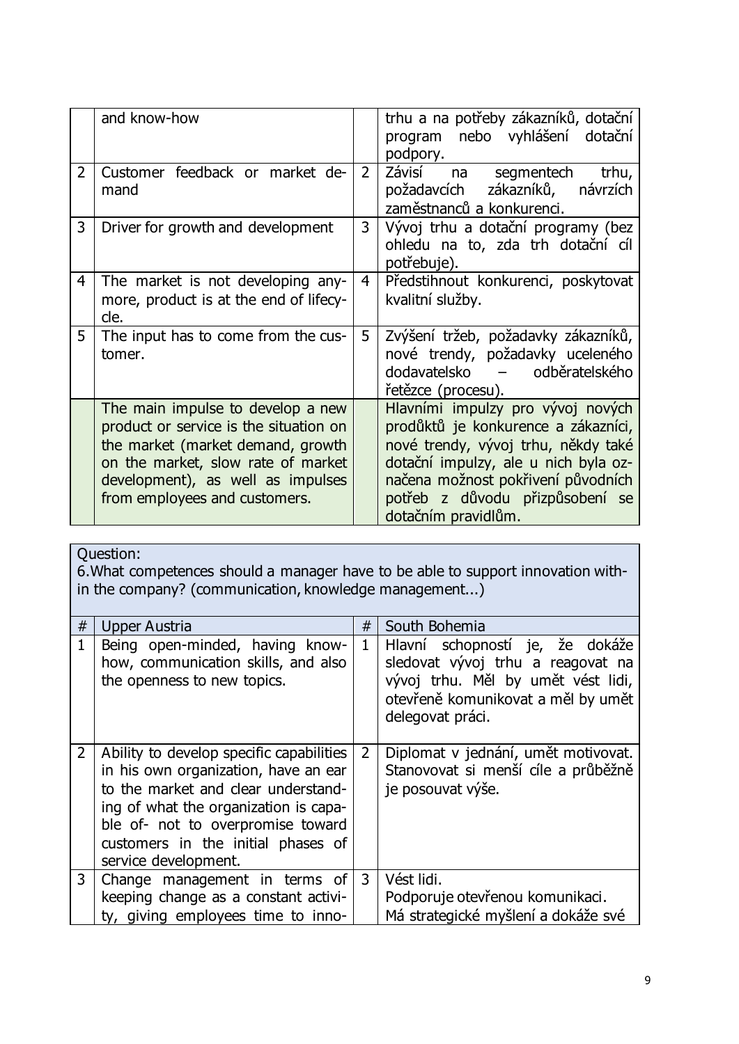| | and know-how | | trhu a na potřeby zákazníků, dotační program nebo vyhlášení dotační podpory. |
|---|---|---|---|
| 2 | Customer feedback or market demand | 2 | Závisí na segmentech trhu, požadavcích zákazníků, návrzích zaměstnanců a konkurenci. |
| 3 | Driver for growth and development | 3 | Vývoj trhu a dotační programy (bez ohledu na to, zda trh dotační cíl potřebuje). |
| 4 | The market is not developing anymore, product is at the end of lifecycle. | 4 | Předstihnout konkurenci, poskytovat kvalitní služby. |
| 5 | The input has to come from the customer. | 5 | Zvýšení tržeb, požadavky zákazníků, nové trendy, požadavky uceleného dodavatelsko – odběratelského řetězce (procesu). |
| | The main impulse to develop a new product or service is the situation on the market (market demand, growth on the market, slow rate of market development), as well as impulses from employees and customers. | | Hlavními impulzy pro vývoj nových prodůktů je konkurence a zákazníci, nové trendy, vývoj trhu, někdy také dotační impulzy, ale u nich byla označena možnost pokřivení původních potřeb z důvodu přizpůsobení se dotačním pravidlům. |

Question:
6.What competences should a manager have to be able to support innovation within the company? (communication, knowledge management...)

| # | Upper Austria | # | South Bohemia |
|---|---|---|---|
| 1 | Being open-minded, having know-how, communication skills, and also the openness to new topics. | 1 | Hlavní schopností je, že dokáže sledovat vývoj trhu a reagovat na vývoj trhu. Měl by umět vést lidi, otevřeně komunikovat a měl by umět delegovat práci. |
| 2 | Ability to develop specific capabilities in his own organization, have an ear to the market and clear understanding of what the organization is capable of- not to overpromise toward customers in the initial phases of service development. | 2 | Diplomat v jednání, umět motivovat. Stanovovat si menší cíle a průběžně je posouvat výše. |
| 3 | Change management in terms of keeping change as a constant activity, giving employees time to inno- | 3 | Vést lidi.<br>Podporuje otevřenou komunikaci.<br>Má strategické myšlení a dokáže své |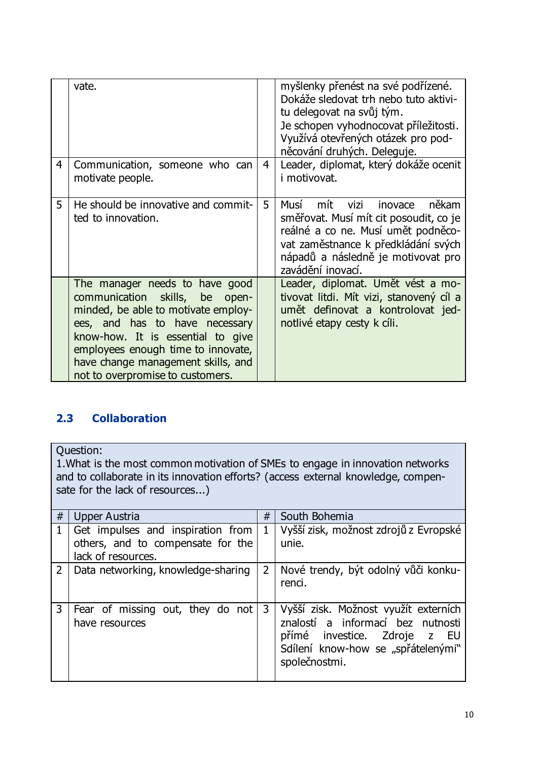| | vate. | | myšlenky přenést na své podřízené. Dokáže sledovat trh nebo tuto aktivitu delegovat na svůj tým. Je schopen vyhodnocovat příležitosti. Využívá otevřených otázek pro podněcování druhých. Deleguje. |
|---|---|---|---|
| 4 | Communication, someone who can motivate people. | 4 | Leader, diplomat, který dokáže ocenit i motivovat. |
| 5 | He should be innovative and committed to innovation. | 5 | Musí mít vizi inovace někam směřovat. Musí mít cit posoudit, co je reálné a co ne. Musí umět podněcovat zaměstnance k předkládání svých nápadů a následně je motivovat pro zavádění inovací. |
| | The manager needs to have good communication skills, be open-minded, be able to motivate employees, and has to have necessary know-how. It is essential to give employees enough time to innovate, have change management skills, and not to overpromise to customers. | | Leader, diplomat. Umět vést a motivovat litdi. Mít vizi, stanovený cíl a umět definovat a kontrolovat jednotlivé etapy cesty k cíli. |

## 2.3 Collaboration

Question:
1.What is the most common motivation of SMEs to engage in innovation networks and to collaborate in its innovation efforts? (access external knowledge, compensate for the lack of resources...)

| # | Upper Austria | # | South Bohemia |
|---|---|---|---|
| 1 | Get impulses and inspiration from others, and to compensate for the lack of resources. | 1 | Vyšší zisk, možnost zdrojů z Evropské unie. |
| 2 | Data networking, knowledge-sharing | 2 | Nové trendy, být odolný vůči konkurenci. |
| 3 | Fear of missing out, they do not have resources | 3 | Vyšší zisk. Možnost využít externích znalostí a informací bez nutnosti přímé investice. Zdroje z EU Sdílení know-how se „spřátelenými" společnostmi. |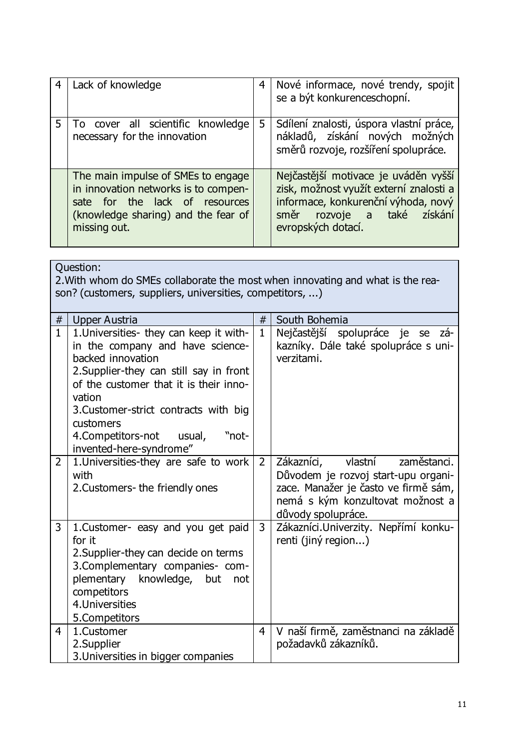| | | | |
|---|---|---|---|
| 4 | Lack of knowledge | 4 | Nové informace, nové trendy, spojit se a být konkurenceschopní. |
| 5 | To cover all scientific knowledge necessary for the innovation | 5 | Sdílení znalosti, úspora vlastní práce, nákladů, získání nových možných směrů rozvoje, rozšíření spolupráce. |
| | The main impulse of SMEs to engage in innovation networks is to compensate for the lack of resources (knowledge sharing) and the fear of missing out. | | Nejčastější motivace je uváděn vyšší zisk, možnost využít externí znalosti a informace, konkurenční výhoda, nový směr rozvoje a také získání evropských dotací. |

Question:
2.With whom do SMEs collaborate the most when innovating and what is the reason? (customers, suppliers, universities, competitors, ...)

| # | Upper Austria | # | South Bohemia |
|---|---|---|---|
| 1 | 1.Universities- they can keep it within the company and have science-backed innovation<br>2.Supplier-they can still say in front of the customer that it is their innovation<br>3.Customer-strict contracts with big customers<br>4.Competitors-not usual, "not-invented-here-syndrome" | 1 | Nejčastější spolupráce je se zákazníky. Dále také spolupráce s univerzitami. |
| 2 | 1.Universities-they are safe to work with<br>2.Customers- the friendly ones | 2 | Zákazníci, vlastní zaměstnanci. Důvodem je rozvoj start-upu organizace. Manažer je často ve firmě sám, nemá s kým konzultovat možnost a důvody spolupráce. |
| 3 | 1.Customer- easy and you get paid for it<br>2.Supplier-they can decide on terms<br>3.Complementary companies- complementary knowledge, but not competitors<br>4.Universities<br>5.Competitors | 3 | Zákazníci.Univerzity. Nepřímí konkurenti (jiný region...) |
| 4 | 1.Customer<br>2.Supplier<br>3.Universities in bigger companies | 4 | V naší firmě, zaměstnanci na základě požadavků zákazníků. |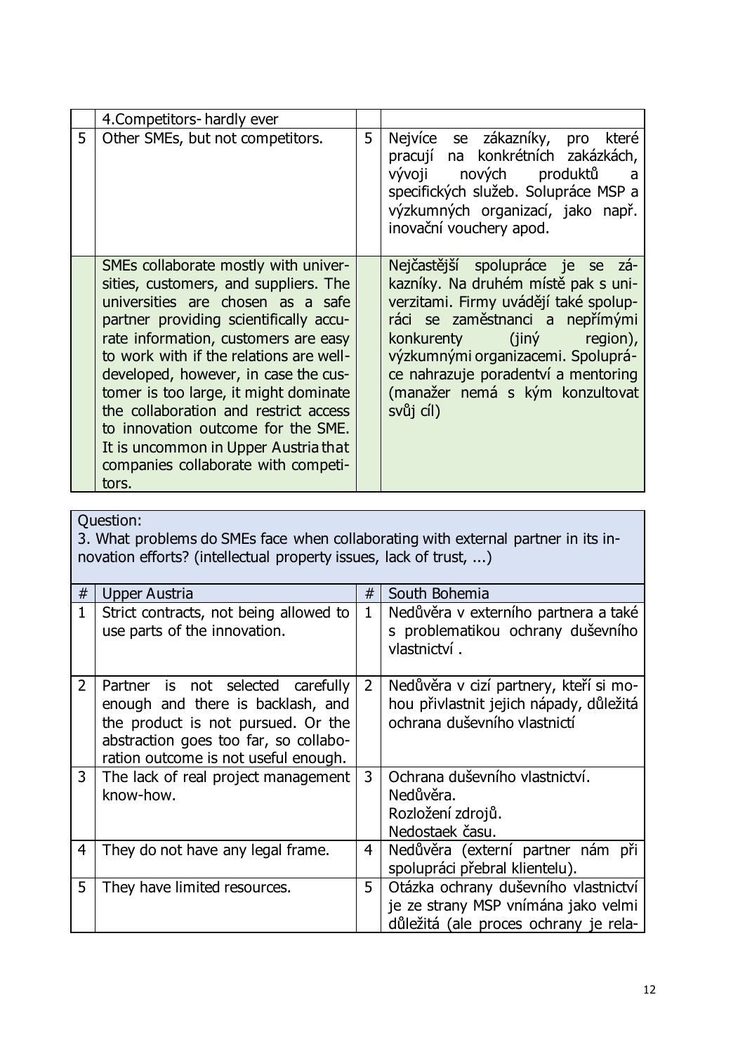| | | | |
|---|---|---|---|
| | 4.Competitors- hardly ever | | |
| 5 | Other SMEs, but not competitors. | 5 | Nejvíce se zákazníky, pro které pracují na konkrétních zakázkách, vývoji nových produktů a specifických služeb. Solupráce MSP a výzkumných organizací, jako např. inovační vouchery apod. |
| | SMEs collaborate mostly with universities, customers, and suppliers. The universities are chosen as a safe partner providing scientifically accurate information, customers are easy to work with if the relations are well-developed, however, in case the customer is too large, it might dominate the collaboration and restrict access to innovation outcome for the SME. It is uncommon in Upper Austria that companies collaborate with competitors. | | Nejčastější spolupráce je se zákazníky. Na druhém místě pak s univerzitami. Firmy uvádějí také spolupráci se zaměstnanci a nepřímými konkurenty (jiný region), výzkumnými organizacemi. Spolupráce nahrazuje poradentví a mentoring (manažer nemá s kým konzultovat svůj cíl) |

Question:
3. What problems do SMEs face when collaborating with external partner in its innovation efforts? (intellectual property issues, lack of trust, ...)

| # | Upper Austria | # | South Bohemia |
|---|---|---|---|
| 1 | Strict contracts, not being allowed to use parts of the innovation. | 1 | Nedůvěra v externího partnera a také s problematikou ochrany duševního vlastnictví . |
| 2 | Partner is not selected carefully enough and there is backlash, and the product is not pursued. Or the abstraction goes too far, so collaboration outcome is not useful enough. | 2 | Nedůvěra v cizí partnery, kteří si mohou přivlastnit jejich nápady, důležitá ochrana duševního vlastnictí |
| 3 | The lack of real project management know-how. | 3 | Ochrana duševního vlastnictví.<br>Nedůvěra.<br>Rozložení zdrojů.<br>Nedostaek času. |
| 4 | They do not have any legal frame. | 4 | Nedůvěra (externí partner nám při spolupráci přebral klientelu). |
| 5 | They have limited resources. | 5 | Otázka ochrany duševního vlastnictví je ze strany MSP vnímána jako velmi důležitá (ale proces ochrany je rela- |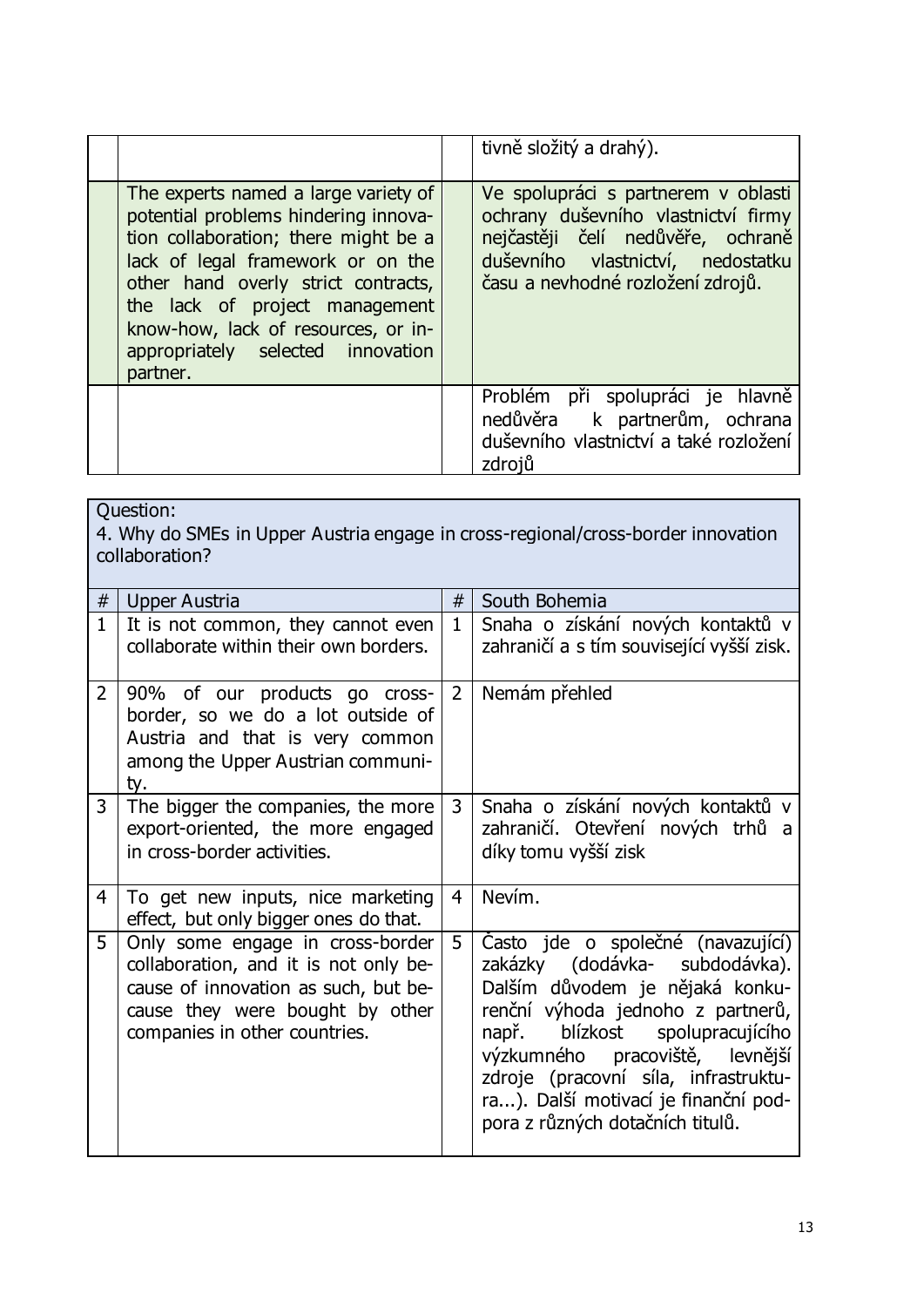| | | | |
|---|---|---|---|
| | | | tivně složitý a drahý). |
| | The experts named a large variety of potential problems hindering innovation collaboration; there might be a lack of legal framework or on the other hand overly strict contracts, the lack of project management know-how, lack of resources, or inappropriately selected innovation partner. | | Ve spolupráci s partnerem v oblasti ochrany duševního vlastnictví firmy nejčastěji čelí nedůvěře, ochraně duševního vlastnictví, nedostatku času a nevhodné rozložení zdrojů. |
| | | | Problém při spolupráci je hlavně nedůvěra k partnerům, ochrana duševního vlastnictví a také rozložení zdrojů |

Question:
4. Why do SMEs in Upper Austria engage in cross-regional/cross-border innovation collaboration?

| # | Upper Austria | # | South Bohemia |
|---|---|---|---|
| 1 | It is not common, they cannot even collaborate within their own borders. | 1 | Snaha o získání nových kontaktů v zahraničí a s tím související vyšší zisk. |
| 2 | 90% of our products go cross-border, so we do a lot outside of Austria and that is very common among the Upper Austrian community. | 2 | Nemám přehled |
| 3 | The bigger the companies, the more export-oriented, the more engaged in cross-border activities. | 3 | Snaha o získání nových kontaktů v zahraničí. Otevření nových trhů a díky tomu vyšší zisk |
| 4 | To get new inputs, nice marketing effect, but only bigger ones do that. | 4 | Nevím. |
| 5 | Only some engage in cross-border collaboration, and it is not only because of innovation as such, but because they were bought by other companies in other countries. | 5 | Často jde o společné (navazující) zakázky (dodávka- subdodávka). Dalším důvodem je nějaká konkurenční výhoda jednoho z partnerů, např. blízkost spolupracujícího výzkumného pracoviště, levnější zdroje (pracovní síla, infrastruktura...). Další motivací je finanční podpora z různých dotačních titulů. |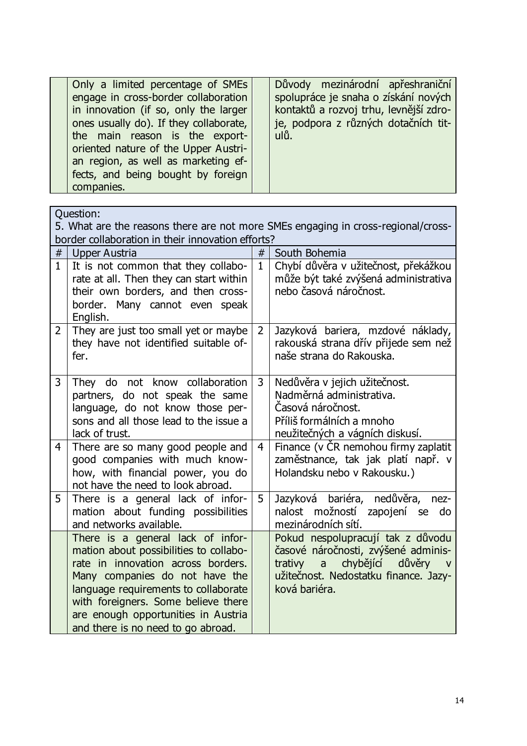| | | | |
|---|---|---|---|
| | Only a limited percentage of SMEs engage in cross-border collaboration in innovation (if so, only the larger ones usually do). If they collaborate, the main reason is the export-oriented nature of the Upper Austrian region, as well as marketing effects, and being bought by foreign companies. | | Důvody mezinárodní apřeshraniční spolupráce je snaha o získání nových kontaktů a rozvoj trhu, levnější zdroje, podpora z různých dotačních titulů. |

| Question: 5. What are the reasons there are not more SMEs engaging in cross-regional/cross-border collaboration in their innovation efforts? | | | |
|---|---|---|---|
| # | Upper Austria | # | South Bohemia |
| 1 | It is not common that they collaborate at all. Then they can start within their own borders, and then cross-border. Many cannot even speak English. | 1 | Chybí důvěra v užitečnost, překážkou může být také zvýšená administrativa nebo časová náročnost. |
| 2 | They are just too small yet or maybe they have not identified suitable offer. | 2 | Jazyková bariera, mzdové náklady, rakouská strana dřív přijede sem než naše strana do Rakouska. |
| 3 | They do not know collaboration partners, do not speak the same language, do not know those persons and all those lead to the issue a lack of trust. | 3 | Nedůvěra v jejich užitečnost. Nadměrná administrativa. Časová náročnost. Příliš formálních a mnoho neužitečných a vágních diskusí. |
| 4 | There are so many good people and good companies with much know-how, with financial power, you do not have the need to look abroad. | 4 | Finance (v ČR nemohou firmy zaplatit zaměstnance, tak jak platí např. v Holandsku nebo v Rakousku.) |
| 5 | There is a general lack of information about funding possibilities and networks available. | 5 | Jazyková bariéra, nedůvěra, neznalost možností zapojení se do mezinárodních sítí. |
| | There is a general lack of information about possibilities to collaborate in innovation across borders. Many companies do not have the language requirements to collaborate with foreigners. Some believe there are enough opportunities in Austria and there is no need to go abroad. | | Pokud nespolupracují tak z důvodu časové náročnosti, zvýšené administrativy a chybějící důvěry v užitečnost. Nedostatku finance. Jazyková bariéra. |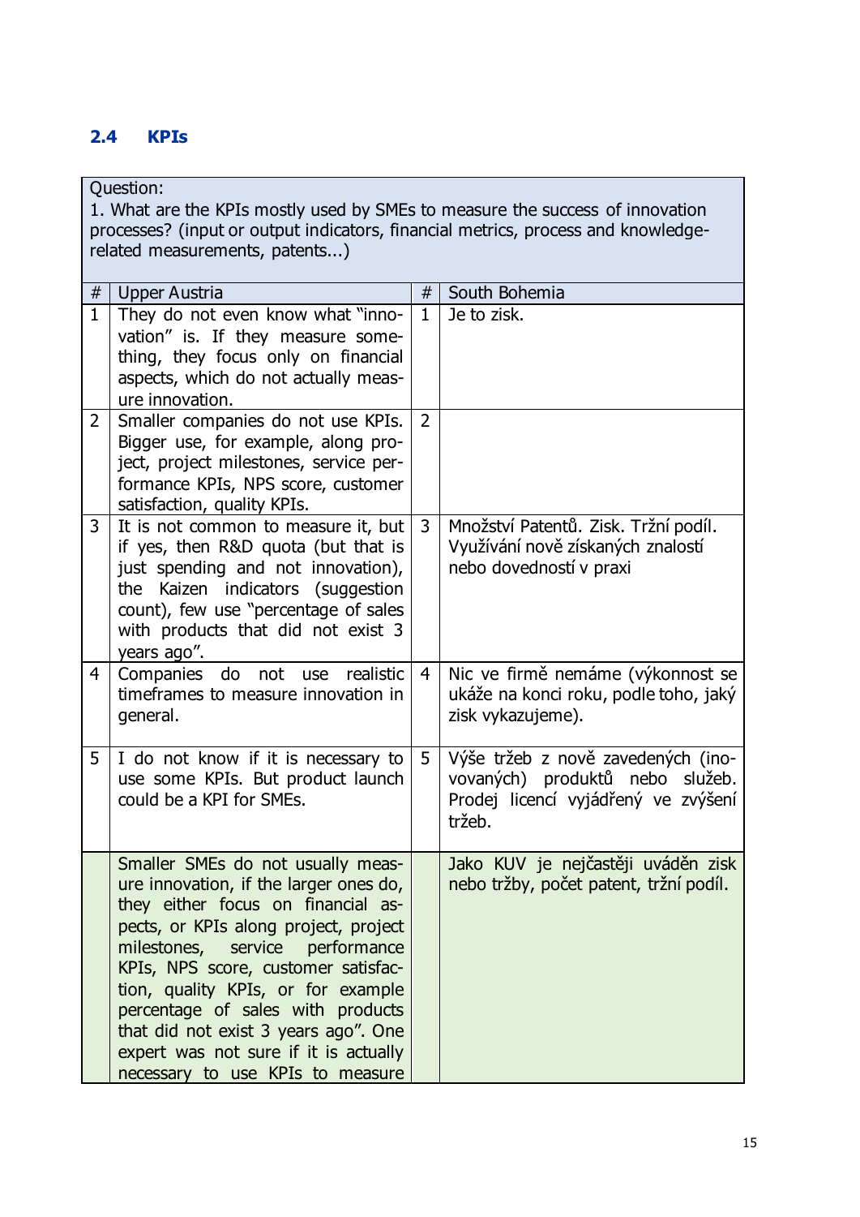## 2.4 KPIs

| Question: 1. What are the KPIs mostly used by SMEs to measure the success of innovation processes? (input or output indicators, financial metrics, process and knowledge-related measurements, patents...) | | | |
|---|---|---|---|
| # | Upper Austria | # | South Bohemia |
| 1 | They do not even know what "innovation" is. If they measure something, they focus only on financial aspects, which do not actually measure innovation. | 1 | Je to zisk. |
| 2 | Smaller companies do not use KPIs. Bigger use, for example, along project, project milestones, service performance KPIs, NPS score, customer satisfaction, quality KPIs. | 2 | |
| 3 | It is not common to measure it, but if yes, then R&D quota (but that is just spending and not innovation), the Kaizen indicators (suggestion count), few use "percentage of sales with products that did not exist 3 years ago". | 3 | Množství Patentů. Zisk. Tržní podíl. Využívání nově získaných znalostí nebo dovedností v praxi |
| 4 | Companies do not use realistic timeframes to measure innovation in general. | 4 | Nic ve firmě nemáme (výkonnost se ukáže na konci roku, podle toho, jaký zisk vykazujeme). |
| 5 | I do not know if it is necessary to use some KPIs. But product launch could be a KPI for SMEs. | 5 | Výše tržeb z nově zavedených (inovovaných) produktů nebo služeb. Prodej licencí vyjádřený ve zvýšení tržeb. |
| | Smaller SMEs do not usually measure innovation, if the larger ones do, they either focus on financial aspects, or KPIs along project, project milestones, service performance KPIs, NPS score, customer satisfaction, quality KPIs, or for example percentage of sales with products that did not exist 3 years ago". One expert was not sure if it is actually necessary to use KPIs to measure | | Jako KUV je nejčastěji uváděn zisk nebo tržby, počet patent, tržní podíl. |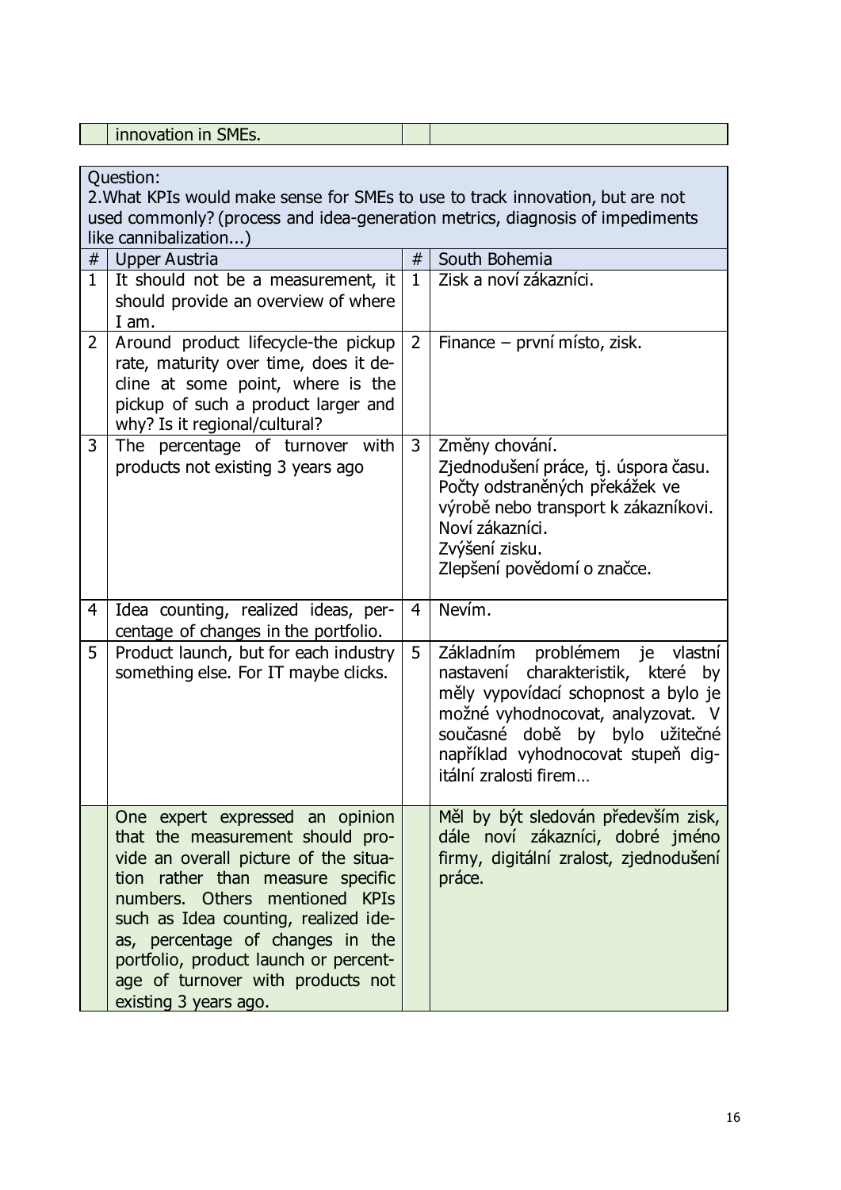| | innovation in SMEs. | | |
|---|---|---|---|

| Question: 2.What KPIs would make sense for SMEs to use to track innovation, but are not used commonly? (process and idea-generation metrics, diagnosis of impediments like cannibalization...) | | | |
|---|---|---|---|
| # | Upper Austria | # | South Bohemia |
| 1 | It should not be a measurement, it should provide an overview of where I am. | 1 | Zisk a noví zákazníci. |
| 2 | Around product lifecycle-the pickup rate, maturity over time, does it decline at some point, where is the pickup of such a product larger and why? Is it regional/cultural? | 2 | Finance – první místo, zisk. |
| 3 | The percentage of turnover with products not existing 3 years ago | 3 | Změny chování.<br>Zjednodušení práce, tj. úspora času.<br>Počty odstraněných překážek ve výrobě nebo transport k zákazníkovi.<br>Noví zákazníci.<br>Zvýšení zisku.<br>Zlepšení povědomí o značce. |
| 4 | Idea counting, realized ideas, percentage of changes in the portfolio. | 4 | Nevím. |
| 5 | Product launch, but for each industry something else. For IT maybe clicks. | 5 | Základním problémem je vlastní nastavení charakteristik, které by měly vypovídací schopnost a bylo je možné vyhodnocovat, analyzovat. V současné době by bylo užitečné například vyhodnocovat stupeň digitální zralosti firem… |
| | One expert expressed an opinion that the measurement should provide an overall picture of the situation rather than measure specific numbers. Others mentioned KPIs such as Idea counting, realized ideas, percentage of changes in the portfolio, product launch or percentage of turnover with products not existing 3 years ago. | | Měl by být sledován především zisk, dále noví zákazníci, dobré jméno firmy, digitální zralost, zjednodušení práce. |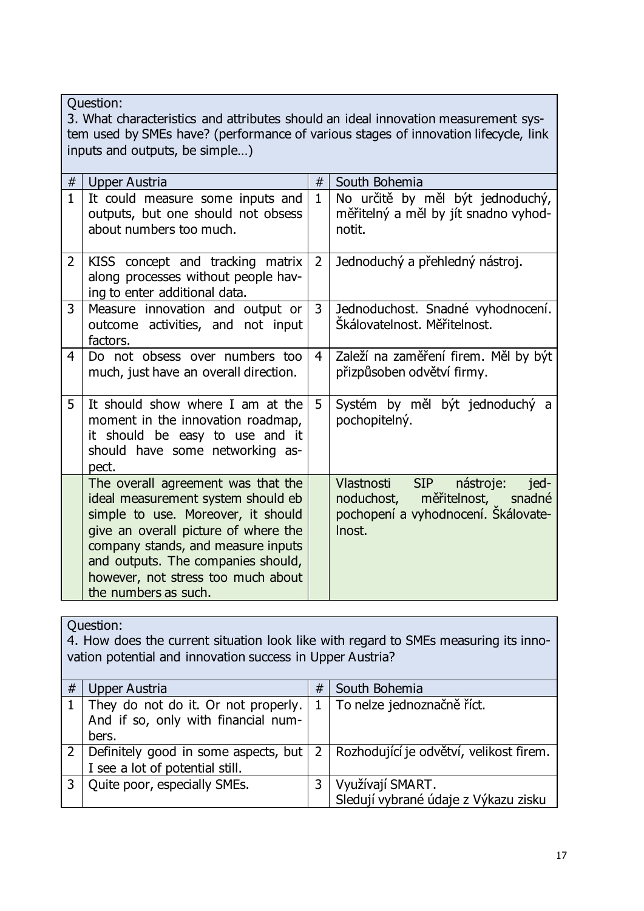| Question: 3. What characteristics and attributes should an ideal innovation measurement system used by SMEs have? (performance of various stages of innovation lifecycle, link inputs and outputs, be simple…) | | | |
|---|---|---|---|
| # | Upper Austria | # | South Bohemia |
| 1 | It could measure some inputs and outputs, but one should not obsess about numbers too much. | 1 | No určitě by měl být jednoduchý, měřitelný a měl by jít snadno vyhodnotit. |
| 2 | KISS concept and tracking matrix along processes without people having to enter additional data. | 2 | Jednoduchý a přehledný nástroj. |
| 3 | Measure innovation and output or outcome activities, and not input factors. | 3 | Jednoduchost. Snadné vyhodnocení. Škálovatelnost. Měřitelnost. |
| 4 | Do not obsess over numbers too much, just have an overall direction. | 4 | Zaleží na zaměření firem. Měl by být přizpůsoben odvětví firmy. |
| 5 | It should show where I am at the moment in the innovation roadmap, it should be easy to use and it should have some networking aspect. | 5 | Systém by měl být jednoduchý a pochopitelný. |
| | The overall agreement was that the ideal measurement system should eb simple to use. Moreover, it should give an overall picture of where the company stands, and measure inputs and outputs. The companies should, however, not stress too much about the numbers as such. | | Vlastnosti SIP nástroje: jednoduchost, měřitelnost, snadné pochopení a vyhodnocení. Škálovatelnost. |

| Question: 4. How does the current situation look like with regard to SMEs measuring its innovation potential and innovation success in Upper Austria? | | | |
|---|---|---|---|
| # | Upper Austria | # | South Bohemia |
| 1 | They do not do it. Or not properly. And if so, only with financial numbers. | 1 | To nelze jednoznačně říct. |
| 2 | Definitely good in some aspects, but I see a lot of potential still. | 2 | Rozhodující je odvětví, velikost firem. |
| 3 | Quite poor, especially SMEs. | 3 | Využívají SMART. Sledují vybrané údaje z Výkazu zisku |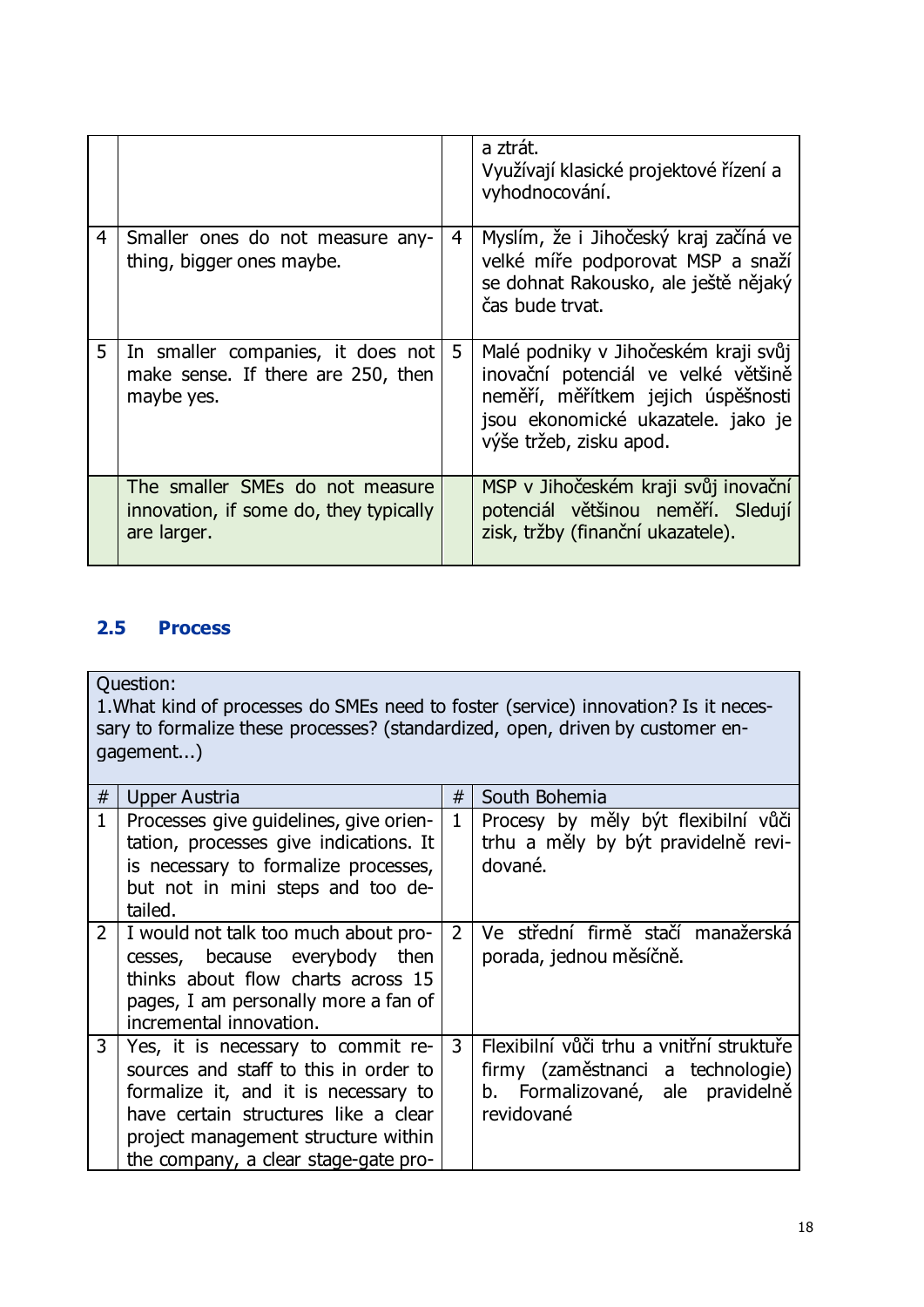| | | | a ztrát.<br>Využívají klasické projektové řízení a vyhodnocování. |
|---|---|---|---|
| 4 | Smaller ones do not measure anything, bigger ones maybe. | 4 | Myslím, že i Jihočeský kraj začíná ve velké míře podporovat MSP a snaží se dohnat Rakousko, ale ještě nějaký čas bude trvat. |
| 5 | In smaller companies, it does not make sense. If there are 250, then maybe yes. | 5 | Malé podniky v Jihočeském kraji svůj inovační potenciál ve velké většině neměří, měřítkem jejich úspěšnosti jsou ekonomické ukazatele. jako je výše tržeb, zisku apod. |
| | The smaller SMEs do not measure innovation, if some do, they typically are larger. | | MSP v Jihočeském kraji svůj inovační potenciál většinou neměří. Sledují zisk, tržby (finanční ukazatele). |

## 2.5 Process

Question:
1.What kind of processes do SMEs need to foster (service) innovation? Is it necessary to formalize these processes? (standardized, open, driven by customer engagement...)

| # | Upper Austria | # | South Bohemia |
|---|---|---|---|
| 1 | Processes give guidelines, give orientation, processes give indications. It is necessary to formalize processes, but not in mini steps and too detailed. | 1 | Procesy by měly být flexibilní vůči trhu a měly by být pravidelně revidované. |
| 2 | I would not talk too much about processes, because everybody then thinks about flow charts across 15 pages, I am personally more a fan of incremental innovation. | 2 | Ve střední firmě stačí manažerská porada, jednou měsíčně. |
| 3 | Yes, it is necessary to commit resources and staff to this in order to formalize it, and it is necessary to have certain structures like a clear project management structure within the company, a clear stage-gate pro- | 3 | Flexibilní vůči trhu a vnitřní struktuře firmy (zaměstnanci a technologie)<br>b. Formalizované, ale pravidelně revidované |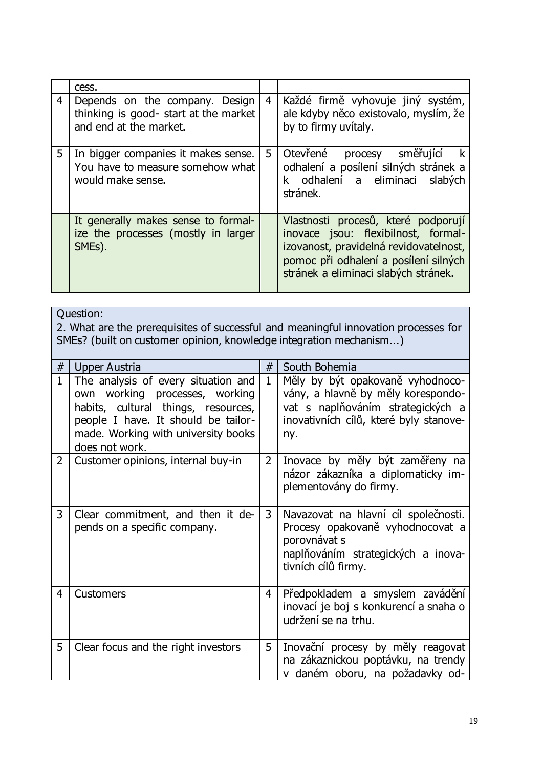|  | cess. |  |  |
|---|---|---|---|
| 4 | Depends on the company. Design thinking is good- start at the market and end at the market. | 4 | Každé firmě vyhovuje jiný systém, ale kdyby něco existovalo, myslím, že by to firmy uvítaly. |
| 5 | In bigger companies it makes sense. You have to measure somehow what would make sense. | 5 | Otevřené procesy směřující k odhalení a posílení silných stránek a k odhalení a eliminaci slabých stránek. |
|  | It generally makes sense to formalize the processes (mostly in larger SMEs). |  | Vlastnosti procesů, které podporují inovace jsou: flexibilnost, formalizovanost, pravidelná revidovatelnost, pomoc při odhalení a posílení silných stránek a eliminaci slabých stránek. |

Question:
2. What are the prerequisites of successful and meaningful innovation processes for SMEs? (built on customer opinion, knowledge integration mechanism...)

| # | Upper Austria | # | South Bohemia |
|---|---|---|---|
| 1 | The analysis of every situation and own working processes, working habits, cultural things, resources, people I have. It should be tailor-made. Working with university books does not work. | 1 | Měly by být opakovaně vyhodnocovány, a hlavně by měly korespondovat s naplňováním strategických a inovativních cílů, které byly stanoveny. |
| 2 | Customer opinions, internal buy-in | 2 | Inovace by měly být zaměřeny na názor zákazníka a diplomaticky implementovány do firmy. |
| 3 | Clear commitment, and then it depends on a specific company. | 3 | Navazovat na hlavní cíl společnosti. Procesy opakovaně vyhodnocovat a porovnávat s naplňováním strategických a inovativních cílů firmy. |
| 4 | Customers | 4 | Předpokladem a smyslem zavádění inovací je boj s konkurencí a snaha o udržení se na trhu. |
| 5 | Clear focus and the right investors | 5 | Inovační procesy by měly reagovat na zákaznickou poptávku, na trendy v daném oboru, na požadavky od- |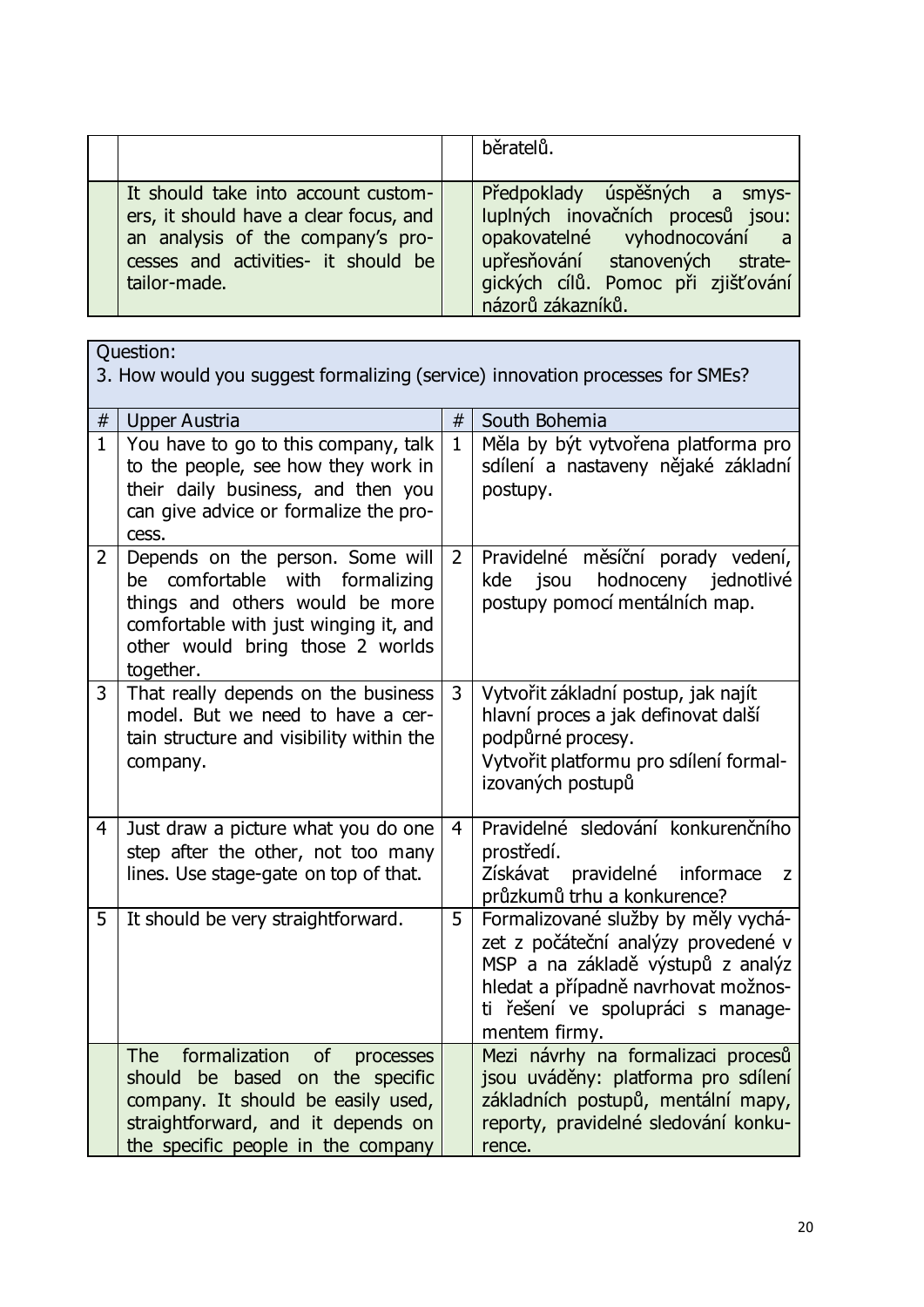| | | | |
|---|---|---|---|
| | | | běratelů. |
| | It should take into account customers, it should have a clear focus, and an analysis of the company's processes and activities- it should be tailor-made. | | Předpoklady úspěšných a smysluplných inovačních procesů jsou: opakovatelné vyhodnocování a upřesňování stanovených strategických cílů. Pomoc při zjišťování názorů zákazníků. |

| Question: 3. How would you suggest formalizing (service) innovation processes for SMEs? | | | |
|---|---|---|---|
| # | Upper Austria | # | South Bohemia |
| 1 | You have to go to this company, talk to the people, see how they work in their daily business, and then you can give advice or formalize the process. | 1 | Měla by být vytvořena platforma pro sdílení a nastaveny nějaké základní postupy. |
| 2 | Depends on the person. Some will be comfortable with formalizing things and others would be more comfortable with just winging it, and other would bring those 2 worlds together. | 2 | Pravidelné měsíční porady vedení, kde jsou hodnoceny jednotlivé postupy pomocí mentálních map. |
| 3 | That really depends on the business model. But we need to have a certain structure and visibility within the company. | 3 | Vytvořit základní postup, jak najít hlavní proces a jak definovat další podpůrné procesy. Vytvořit platformu pro sdílení formalizovaných postupů |
| 4 | Just draw a picture what you do one step after the other, not too many lines. Use stage-gate on top of that. | 4 | Pravidelné sledování konkurenčního prostředí. Získávat pravidelné informace z průzkumů trhu a konkurence? |
| 5 | It should be very straightforward. | 5 | Formalizované služby by měly vycházet z počáteční analýzy provedené v MSP a na základě výstupů z analýz hledat a případně navrhovat možnosti řešení ve spolupráci s managementem firmy. |
| | The formalization of processes should be based on the specific company. It should be easily used, straightforward, and it depends on the specific people in the company | | Mezi návrhy na formalizaci procesů jsou uváděny: platforma pro sdílení základních postupů, mentální mapy, reporty, pravidelné sledování konkurence. |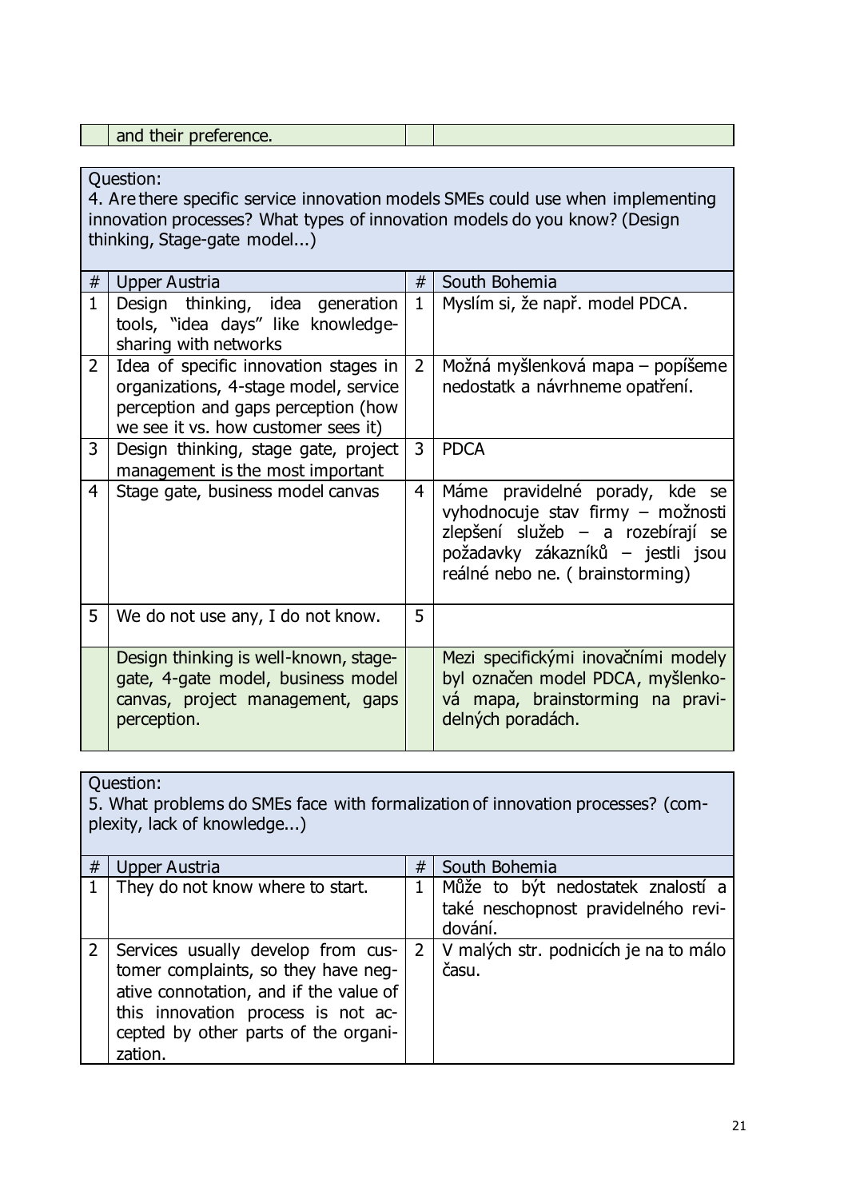| | and their preference. | | |
|---|---|---|---|

Question:
4. Are there specific service innovation models SMEs could use when implementing innovation processes? What types of innovation models do you know? (Design thinking, Stage-gate model...)

| # | Upper Austria | # | South Bohemia |
|---|---|---|---|
| 1 | Design thinking, idea generation tools, "idea days" like knowledge-sharing with networks | 1 | Myslím si, že např. model PDCA. |
| 2 | Idea of specific innovation stages in organizations, 4-stage model, service perception and gaps perception (how we see it vs. how customer sees it) | 2 | Možná myšlenková mapa – popíšeme nedostatk a návrhneme opatření. |
| 3 | Design thinking, stage gate, project management is the most important | 3 | PDCA |
| 4 | Stage gate, business model canvas | 4 | Máme pravidelné porady, kde se vyhodnocuje stav firmy – možnosti zlepšení služeb – a rozebírají se požadavky zákazníků – jestli jsou reálné nebo ne. ( brainstorming) |
| 5 | We do not use any, I do not know. | 5 | |
| | Design thinking is well-known, stage-gate, 4-gate model, business model canvas, project management, gaps perception. | | Mezi specifickými inovačními modely byl označen model PDCA, myšlenková mapa, brainstorming na pravidelných poradách. |

Question:
5. What problems do SMEs face with formalization of innovation processes? (complexity, lack of knowledge...)

| # | Upper Austria | # | South Bohemia |
|---|---|---|---|
| 1 | They do not know where to start. | 1 | Může to být nedostatek znalostí a také neschopnost pravidelného revidování. |
| 2 | Services usually develop from customer complaints, so they have negative connotation, and if the value of this innovation process is not accepted by other parts of the organization. | 2 | V malých str. podnicích je na to málo času. |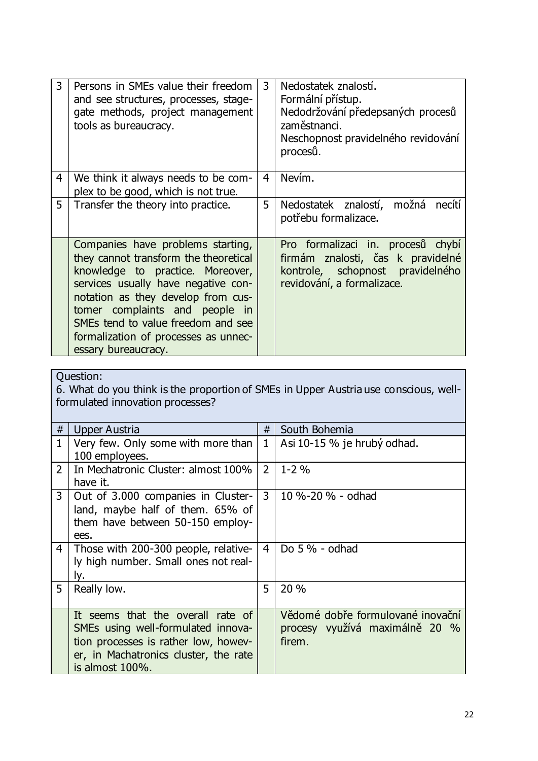| | | | |
|---|---|---|---|
| 3 | Persons in SMEs value their freedom and see structures, processes, stage-gate methods, project management tools as bureaucracy. | 3 | Nedostatek znalostí. Formální přístup. Nedodržování předepsaných procesů zaměstnanci. Neschopnost pravidelného revidování procesů. |
| 4 | We think it always needs to be complex to be good, which is not true. | 4 | Nevím. |
| 5 | Transfer the theory into practice. | 5 | Nedostatek znalostí, možná necítí potřebu formalizace. |
| | Companies have problems starting, they cannot transform the theoretical knowledge to practice. Moreover, services usually have negative connotation as they develop from customer complaints and people in SMEs tend to value freedom and see formalization of processes as unnecessary bureaucracy. | | Pro formalizaci in. procesů chybí firmám znalosti, čas k pravidelné kontrole, schopnost pravidelného revidování, a formalizace. |

Question:
6. What do you think is the proportion of SMEs in Upper Austria use conscious, well-formulated innovation processes?

| # | Upper Austria | # | South Bohemia |
|---|---|---|---|
| 1 | Very few. Only some with more than 100 employees. | 1 | Asi 10-15 % je hrubý odhad. |
| 2 | In Mechatronic Cluster: almost 100% have it. | 2 | 1-2 % |
| 3 | Out of 3.000 companies in Clusterland, maybe half of them. 65% of them have between 50-150 employees. | 3 | 10 %-20 % - odhad |
| 4 | Those with 200-300 people, relatively high number. Small ones not really. | 4 | Do 5 % - odhad |
| 5 | Really low. | 5 | 20 % |
| | It seems that the overall rate of SMEs using well-formulated innovation processes is rather low, however, in Machatronics cluster, the rate is almost 100%. | | Vědomé dobře formulované inovační procesy využívá maximálně 20 % firem. |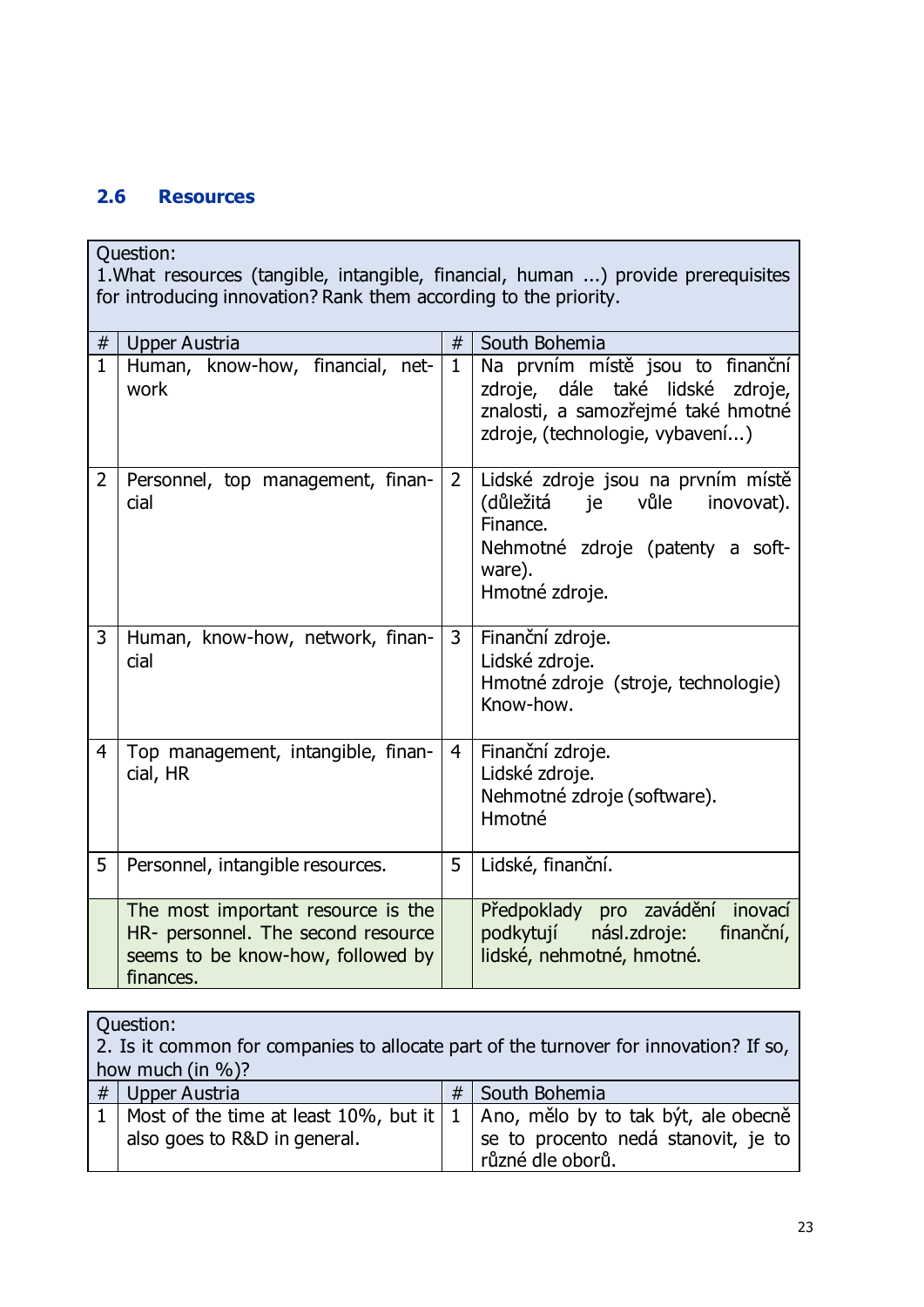## 2.6 Resources

| Question: 1.What resources (tangible, intangible, financial, human ...) provide prerequisites for introducing innovation? Rank them according to the priority. | | | |
|---|---|---|---|
| # | Upper Austria | # | South Bohemia |
| 1 | Human, know-how, financial, network | 1 | Na prvním místě jsou to finanční zdroje, dále také lidské zdroje, znalosti, a samozřejmé také hmotné zdroje, (technologie, vybavení...) |
| 2 | Personnel, top management, financial | 2 | Lidské zdroje jsou na prvním místě (důležitá je vůle inovovat). Finance. Nehmotné zdroje (patenty a software). Hmotné zdroje. |
| 3 | Human, know-how, network, financial | 3 | Finanční zdroje. Lidské zdroje. Hmotné zdroje (stroje, technologie) Know-how. |
| 4 | Top management, intangible, financial, HR | 4 | Finanční zdroje. Lidské zdroje. Nehmotné zdroje (software). Hmotné |
| 5 | Personnel, intangible resources. | 5 | Lidské, finanční. |
| | The most important resource is the HR- personnel. The second resource seems to be know-how, followed by finances. | | Předpoklady pro zavádění inovací podkytují násl.zdroje: finanční, lidské, nehmotné, hmotné. |

| Question: 2. Is it common for companies to allocate part of the turnover for innovation? If so, how much (in %)? | | | |
|---|---|---|---|
| # | Upper Austria | # | South Bohemia |
| 1 | Most of the time at least 10%, but it also goes to R&D in general. | 1 | Ano, mělo by to tak být, ale obecně se to procento nedá stanovit, je to různé dle oborů. |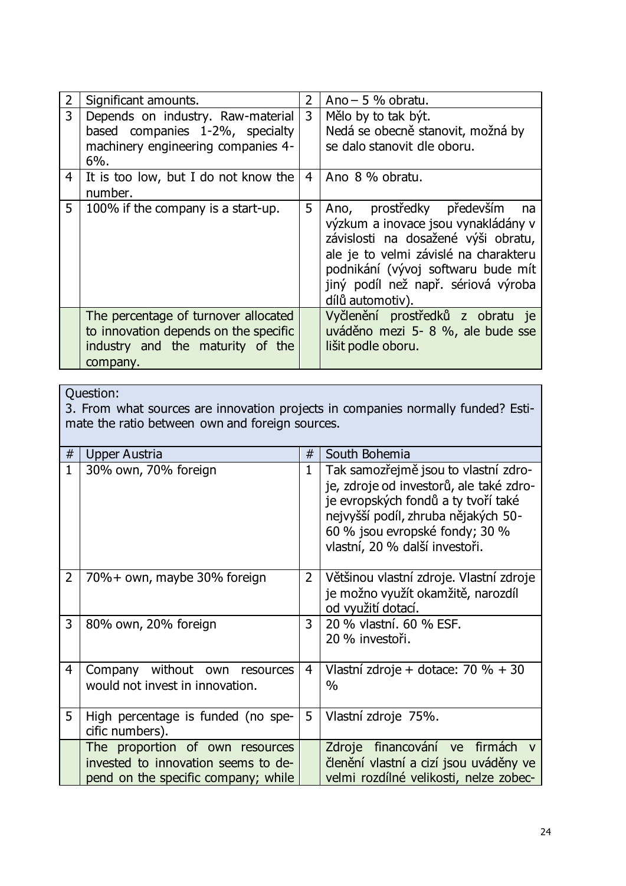| | | | |
|---|---|---|---|
| 2 | Significant amounts. | 2 | Ano – 5 % obratu. |
| 3 | Depends on industry. Raw-material based companies 1-2%, specialty machinery engineering companies 4-6%. | 3 | Mělo by to tak být. Nedá se obecně stanovit, možná by se dalo stanovit dle oboru. |
| 4 | It is too low, but I do not know the number. | 4 | Ano 8 % obratu. |
| 5 | 100% if the company is a start-up. | 5 | Ano, prostředky především na výzkum a inovace jsou vynakládány v závislosti na dosažené výši obratu, ale je to velmi závislé na charakteru podnikání (vývoj softwaru bude mít jiný podíl než např. sériová výroba dílů automotiv). |
| | The percentage of turnover allocated to innovation depends on the specific industry and the maturity of the company. | | Vyčlenění prostředků z obratu je uváděno mezi 5- 8 %, ale bude sse lišit podle oboru. |

Question:
3. From what sources are innovation projects in companies normally funded? Estimate the ratio between own and foreign sources.

| # | Upper Austria | # | South Bohemia |
|---|---|---|---|
| 1 | 30% own, 70% foreign | 1 | Tak samozřejmě jsou to vlastní zdroje, zdroje od investorů, ale také zdroje evropských fondů a ty tvoří také nejvyšší podíl, zhruba nějakých 50-60 % jsou evropské fondy; 30 % vlastní, 20 % další investoři. |
| 2 | 70%+ own, maybe 30% foreign | 2 | Většinou vlastní zdroje. Vlastní zdroje je možno využít okamžitě, narozdíl od využití dotací. |
| 3 | 80% own, 20% foreign | 3 | 20 % vlastní. 60 % ESF. 20 % investoři. |
| 4 | Company without own resources would not invest in innovation. | 4 | Vlastní zdroje + dotace: 70 % + 30 % |
| 5 | High percentage is funded (no specific numbers). | 5 | Vlastní zdroje 75%. |
| | The proportion of own resources invested to innovation seems to depend on the specific company; while | | Zdroje financování ve firmách v členění vlastní a cizí jsou uváděny ve velmi rozdílné velikosti, nelze zobec- |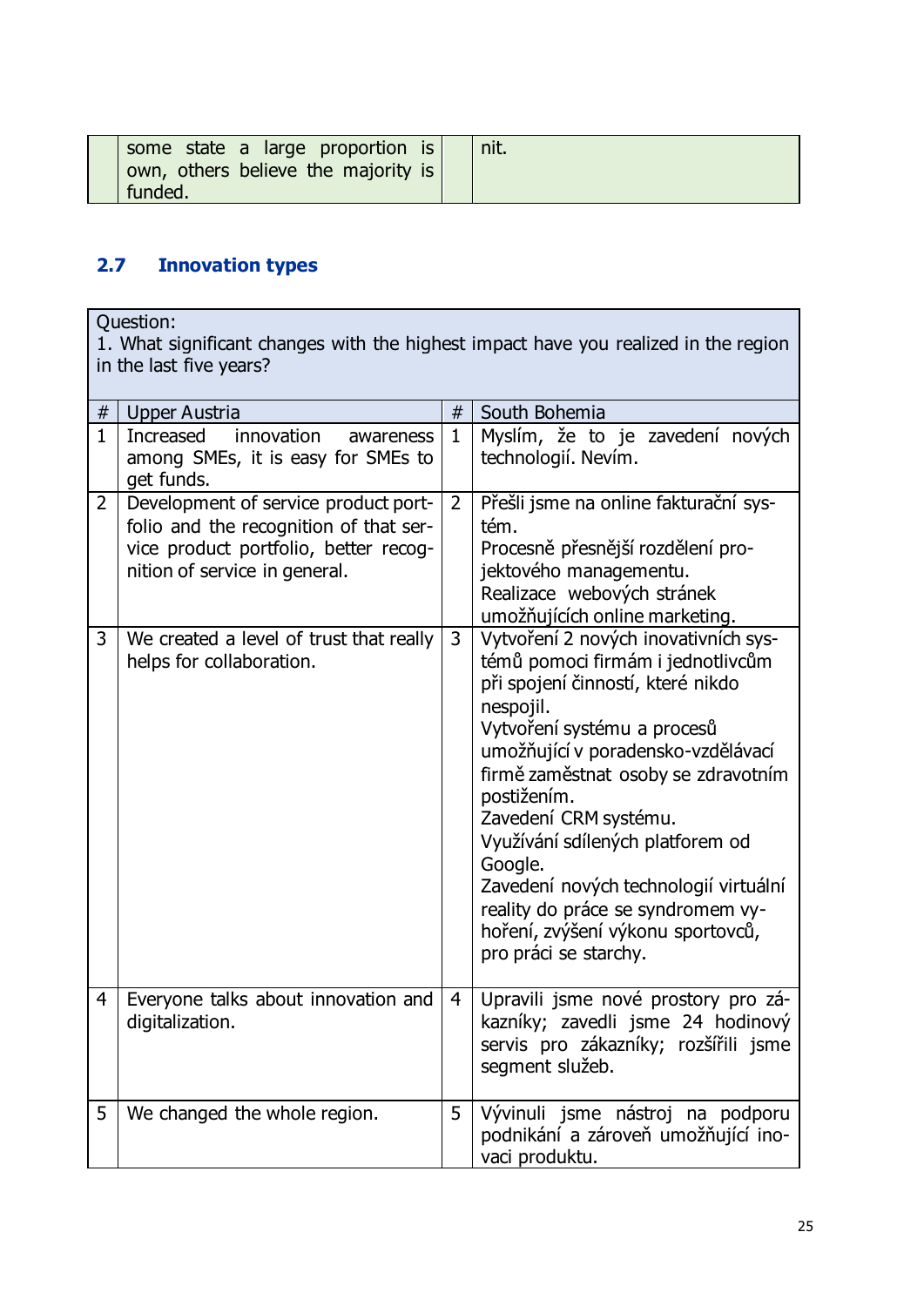| | some state a large proportion is own, others believe the majority is funded. | | nit. |
|---|---|---|---|

## 2.7 Innovation types

| Question: 1. What significant changes with the highest impact have you realized in the region in the last five years? | | | |
|---|---|---|---|
| # | Upper Austria | # | South Bohemia |
| 1 | Increased innovation awareness among SMEs, it is easy for SMEs to get funds. | 1 | Myslím, že to je zavedení nových technologií. Nevím. |
| 2 | Development of service product portfolio and the recognition of that service product portfolio, better recognition of service in general. | 2 | Přešli jsme na online fakturační systém. Procesně přesnější rozdělení projektového managementu. Realizace webových stránek umožňujících online marketing. |
| 3 | We created a level of trust that really helps for collaboration. | 3 | Vytvoření 2 nových inovativních systémů pomoci firmám i jednotlivcům při spojení činností, které nikdo nespojil. Vytvoření systému a procesů umožňující v poradensko-vzdělávací firmě zaměstnat osoby se zdravotním postižením. Zavedení CRM systému. Využívání sdílených platforem od Google. Zavedení nových technologií virtuální reality do práce se syndromem vyhoření, zvýšení výkonu sportovců, pro práci se starchy. |
| 4 | Everyone talks about innovation and digitalization. | 4 | Upravili jsme nové prostory pro zákazníky; zavedli jsme 24 hodinový servis pro zákazníky; rozšířili jsme segment služeb. |
| 5 | We changed the whole region. | 5 | Vývinuli jsme nástroj na podporu podnikání a zároveň umožňující inovaci produktu. |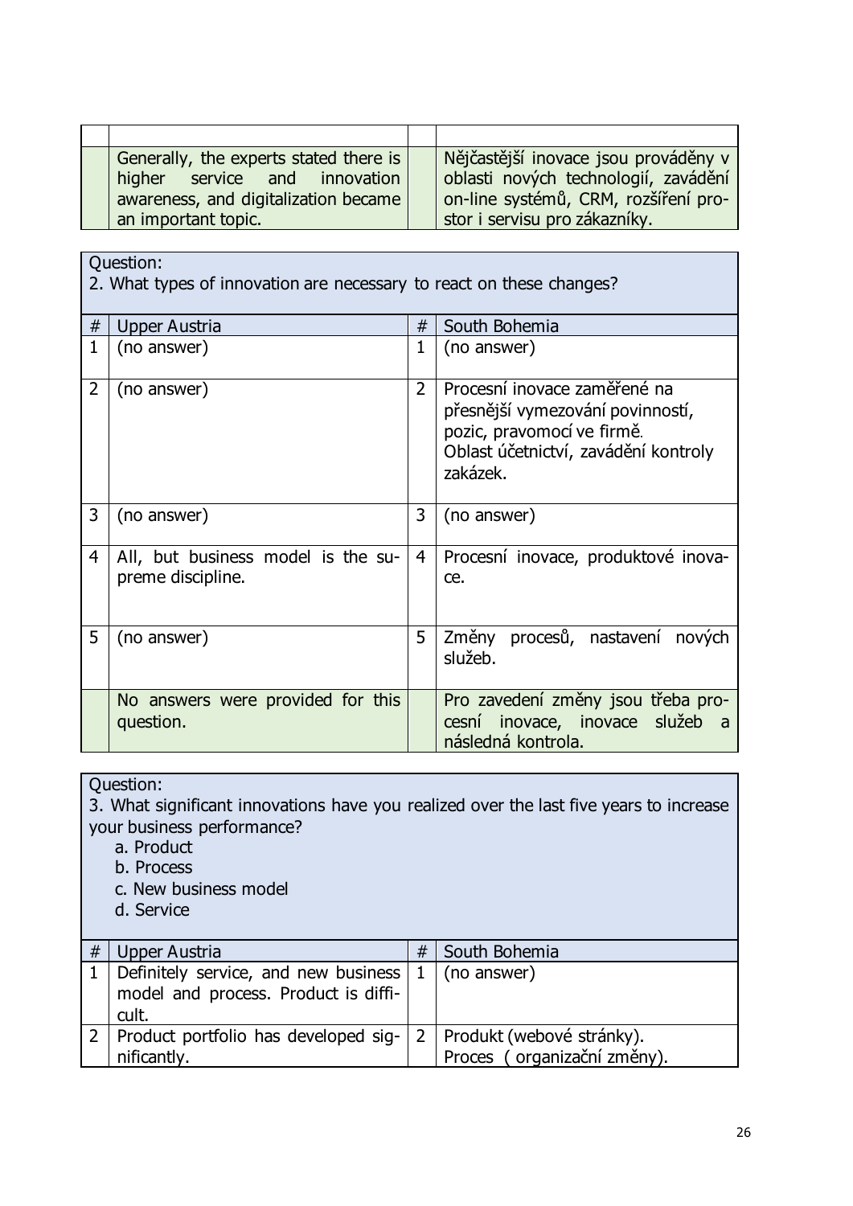| | | | |
|---|---|---|---|
| | Generally, the experts stated there is higher service and innovation awareness, and digitalization became an important topic. | | Nějčastější inovace jsou prováděny v oblasti nových technologií, zavádění on-line systémů, CRM, rozšíření prostor i servisu pro zákazníky. |

**Question:**
2. What types of innovation are necessary to react on these changes?

| # | Upper Austria | # | South Bohemia |
|---|---|---|---|
| 1 | (no answer) | 1 | (no answer) |
| 2 | (no answer) | 2 | Procesní inovace zaměřené na přesnější vymezování povinností, pozic, pravomocí ve firmě. Oblast účetnictví, zavádění kontroly zakázek. |
| 3 | (no answer) | 3 | (no answer) |
| 4 | All, but business model is the supreme discipline. | 4 | Procesní inovace, produktové inovace. |
| 5 | (no answer) | 5 | Změny procesů, nastavení nových služeb. |
| | No answers were provided for this question. | | Pro zavedení změny jsou třeba procesní inovace, inovace služeb a následná kontrola. |

**Question:**
3. What significant innovations have you realized over the last five years to increase your business performance?

a. Product
b. Process
c. New business model
d. Service

| # | Upper Austria | # | South Bohemia |
|---|---|---|---|
| 1 | Definitely service, and new business model and process. Product is difficult. | 1 | (no answer) |
| 2 | Product portfolio has developed significantly. | 2 | Produkt (webové stránky). Proces ( organizační změny). |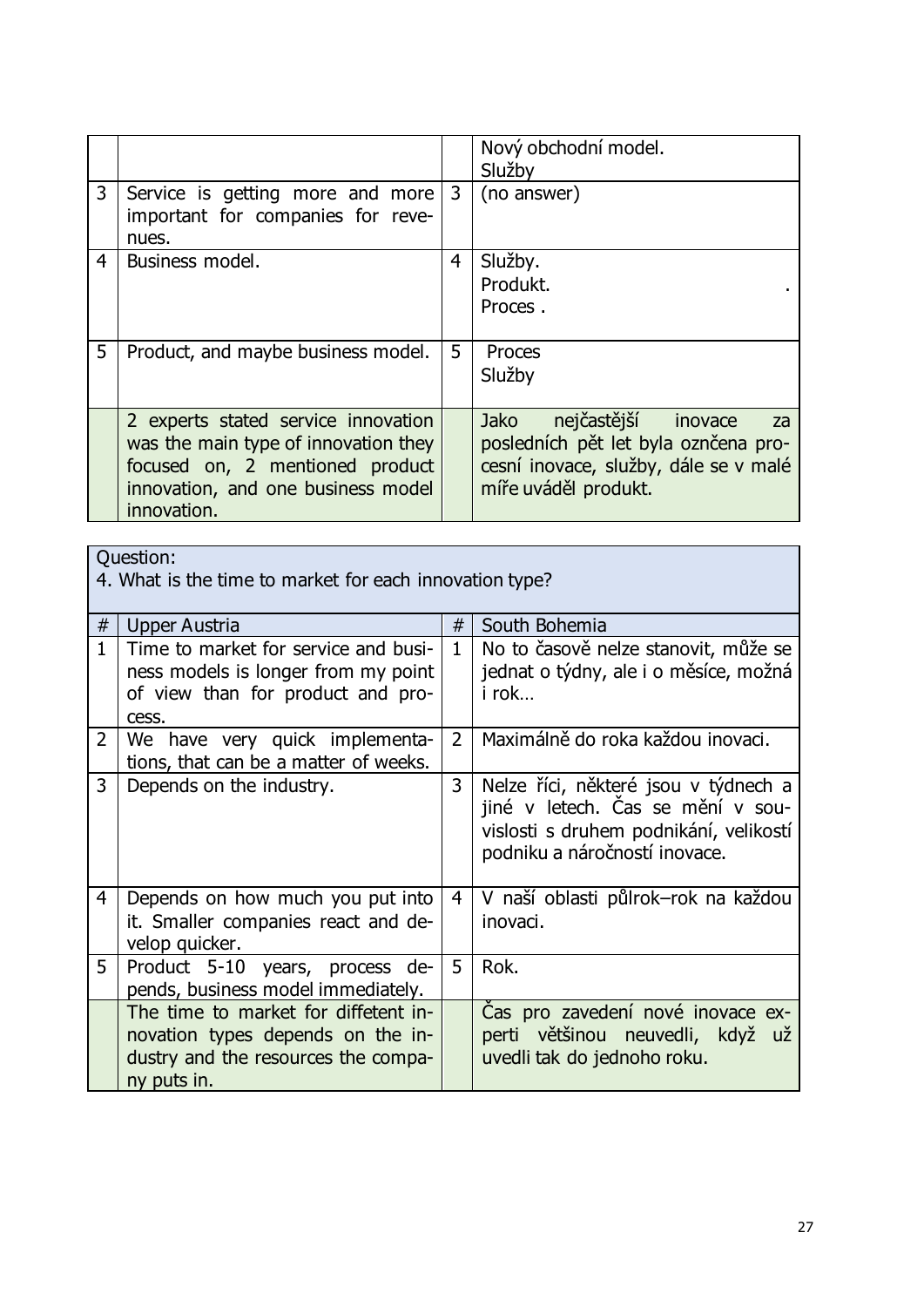| | | | Nový obchodní model.<br>Služby |
|---|---|---|---|
| 3 | Service is getting more and more important for companies for revenues. | 3 | (no answer) |
| 4 | Business model. | 4 | Služby.<br>Produkt. .<br>Proces . |
| 5 | Product, and maybe business model. | 5 | Proces<br>Služby |
| | 2 experts stated service innovation was the main type of innovation they focused on, 2 mentioned product innovation, and one business model innovation. | | Jako nejčastější inovace za posledních pět let byla oznčena procesní inovace, služby, dále se v malé míře uváděl produkt. |

| Question:<br>4. What is the time to market for each innovation type? | | | |
|---|---|---|---|
| # | Upper Austria | # | South Bohemia |
| 1 | Time to market for service and business models is longer from my point of view than for product and process. | 1 | No to časově nelze stanovit, může se jednat o týdny, ale i o měsíce, možná i rok… |
| 2 | We have very quick implementations, that can be a matter of weeks. | 2 | Maximálně do roka každou inovaci. |
| 3 | Depends on the industry. | 3 | Nelze říci, některé jsou v týdnech a jiné v letech. Čas se mění v souvislosti s druhem podnikání, velikostí podniku a náročností inovace. |
| 4 | Depends on how much you put into it. Smaller companies react and develop quicker. | 4 | V naší oblasti půlrok–rok na každou inovaci. |
| 5 | Product 5-10 years, process depends, business model immediately. | 5 | Rok. |
| | The time to market for diffetent innovation types depends on the industry and the resources the company puts in. | | Čas pro zavedení nové inovace experti většinou neuvedli, když už uvedli tak do jednoho roku. |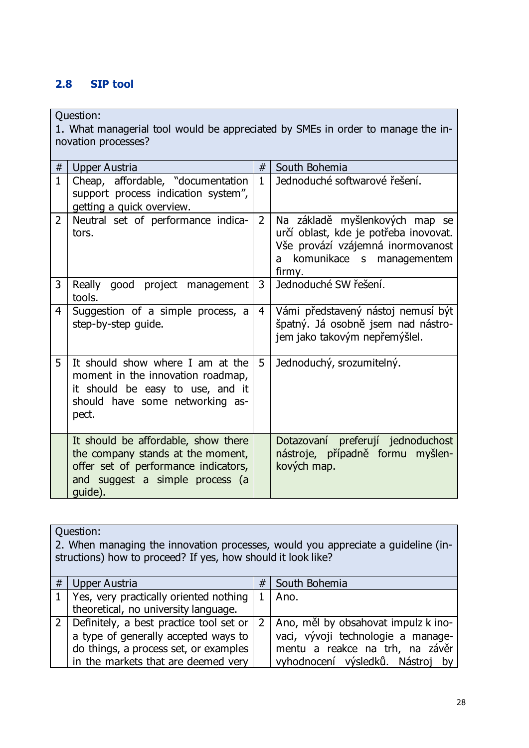## 2.8 SIP tool

| # | Upper Austria | # | South Bohemia |
|---|---|---|---|
| Question:<br>1. What managerial tool would be appreciated by SMEs in order to manage the innovation processes? | | | |
| 1 | Cheap, affordable, "documentation support process indication system", getting a quick overview. | 1 | Jednoduché softwarové řešení. |
| 2 | Neutral set of performance indicators. | 2 | Na základě myšlenkových map se určí oblast, kde je potřeba inovovat. Vše provází vzájemná inormovanost a komunikace s managementem firmy. |
| 3 | Really good project management tools. | 3 | Jednoduché SW řešení. |
| 4 | Suggestion of a simple process, a step-by-step guide. | 4 | Vámi představený nástoj nemusí být špatný. Já osobně jsem nad nástrojem jako takovým nepřemýšlel. |
| 5 | It should show where I am at the moment in the innovation roadmap, it should be easy to use, and it should have some networking aspect. | 5 | Jednoduchý, srozumitelný. |
| | It should be affordable, show there the company stands at the moment, offer set of performance indicators, and suggest a simple process (a guide). | | Dotazovaní preferují jednoduchost nástroje, případně formu myšlenkových map. |

| # | Upper Austria | # | South Bohemia |
|---|---|---|---|
| Question:<br>2. When managing the innovation processes, would you appreciate a guideline (instructions) how to proceed? If yes, how should it look like? | | | |
| 1 | Yes, very practically oriented nothing theoretical, no university language. | 1 | Ano. |
| 2 | Definitely, a best practice tool set or a type of generally accepted ways to do things, a process set, or examples in the markets that are deemed very | 2 | Ano, měl by obsahovat impulz k inovaci, vývoji technologie a managementu a reakce na trh, na závěr vyhodnocení výsledků. Nástroj by |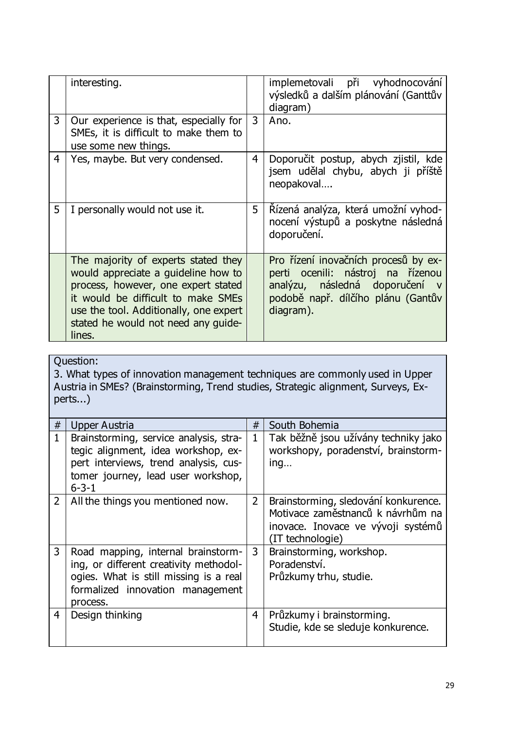| | | | |
|---|---|---|---|
| | interesting. | | implemetovali při vyhodnocování výsledků a dalším plánování (Ganttův diagram) |
| 3 | Our experience is that, especially for SMEs, it is difficult to make them to use some new things. | 3 | Ano. |
| 4 | Yes, maybe. But very condensed. | 4 | Doporučit postup, abych zjistil, kde jsem udělal chybu, abych ji příště neopakoval…. |
| 5 | I personally would not use it. | 5 | Řízená analýza, která umožní vyhodnocení výstupů a poskytne následná doporučení. |
| | The majority of experts stated they would appreciate a guideline how to process, however, one expert stated it would be difficult to make SMEs use the tool. Additionally, one expert stated he would not need any guidelines. | | Pro řízení inovačních procesů by experti ocenili: nástroj na řízenou analýzu, následná doporučení v podobě např. dílčího plánu (Gantův diagram). |

Question:
3. What types of innovation management techniques are commonly used in Upper Austria in SMEs? (Brainstorming, Trend studies, Strategic alignment, Surveys, Experts...)

| # | Upper Austria | # | South Bohemia |
|---|---|---|---|
| 1 | Brainstorming, service analysis, strategic alignment, idea workshop, expert interviews, trend analysis, customer journey, lead user workshop, 6-3-1 | 1 | Tak běžně jsou užívány techniky jako workshopy, poradenství, brainstorming… |
| 2 | All the things you mentioned now. | 2 | Brainstorming, sledování konkurence. Motivace zaměstnanců k návrhům na inovace. Inovace ve vývoji systémů (IT technologie) |
| 3 | Road mapping, internal brainstorming, or different creativity methodologies. What is still missing is a real formalized innovation management process. | 3 | Brainstorming, workshop.<br>Poradenství.<br>Průzkumy trhu, studie. |
| 4 | Design thinking | 4 | Průzkumy i brainstorming.<br>Studie, kde se sleduje konkurence. |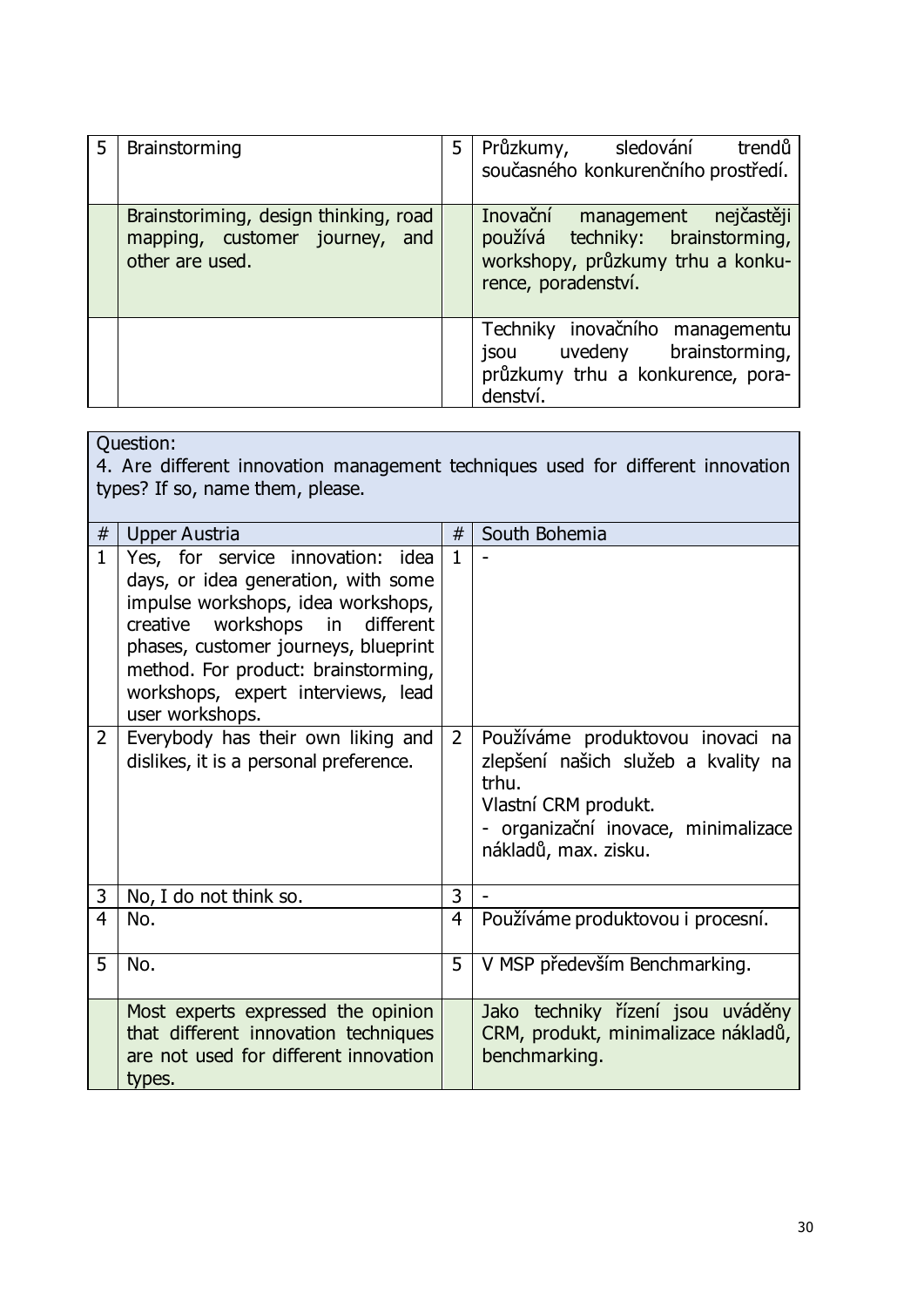| 5 | Brainstorming | 5 | Průzkumy, sledování trendů současného konkurenčního prostředí. |
|---|---|---|---|
| | Brainstoriming, design thinking, road mapping, customer journey, and other are used. | | Inovační management nejčastěji používá techniky: brainstorming, workshopy, průzkumy trhu a konkurence, poradenství. |
| | | | Techniky inovačního managementu jsou uvedeny brainstorming, průzkumy trhu a konkurence, poradenství. |

Question:
4. Are different innovation management techniques used for different innovation types? If so, name them, please.

| # | Upper Austria | # | South Bohemia |
|---|---|---|---|
| 1 | Yes, for service innovation: idea days, or idea generation, with some impulse workshops, idea workshops, creative workshops in different phases, customer journeys, blueprint method. For product: brainstorming, workshops, expert interviews, lead user workshops. | 1 | - |
| 2 | Everybody has their own liking and dislikes, it is a personal preference. | 2 | Používáme produktovou inovaci na zlepšení našich služeb a kvality na trhu.<br>Vlastní CRM produkt.<br>- organizační inovace, minimalizace nákladů, max. zisku. |
| 3 | No, I do not think so. | 3 | - |
| 4 | No. | 4 | Používáme produktovou i procesní. |
| 5 | No. | 5 | V MSP především Benchmarking. |
| | Most experts expressed the opinion that different innovation techniques are not used for different innovation types. | | Jako techniky řízení jsou uváděny CRM, produkt, minimalizace nákladů, benchmarking. |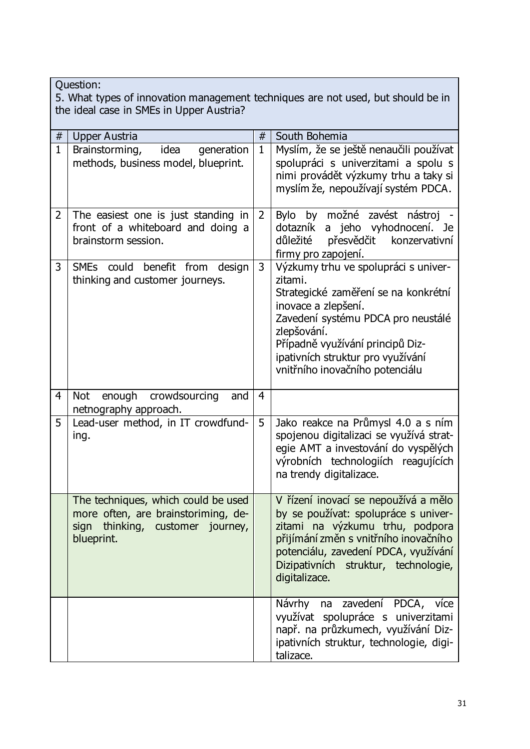| Question:<br>5. What types of innovation management techniques are not used, but should be in the ideal case in SMEs in Upper Austria? | | | |
|---|---|---|---|
| # | Upper Austria | # | South Bohemia |
| 1 | Brainstorming, idea generation methods, business model, blueprint. | 1 | Myslím, že se ještě nenaučili používat spolupráci s univerzitami a spolu s nimi provádět výzkumy trhu a taky si myslím že, nepoužívají systém PDCA. |
| 2 | The easiest one is just standing in front of a whiteboard and doing a brainstorm session. | 2 | Bylo by možné zavést nástroj - dotazník a jeho vyhodnocení. Je důležité přesvědčit konzervativní firmy pro zapojení. |
| 3 | SMEs could benefit from design thinking and customer journeys. | 3 | Výzkumy trhu ve spolupráci s univerzitami.<br>Strategické zaměření se na konkrétní inovace a zlepšení.<br>Zavedení systému PDCA pro neustálé zlepšování.<br>Případně využívání principů Dizipativních struktur pro využívání vnitřního inovačního potenciálu |
| 4 | Not enough crowdsourcing and netnography approach. | 4 | |
| 5 | Lead-user method, in IT crowdfunding. | 5 | Jako reakce na Průmysl 4.0 a s ním spojenou digitalizaci se využívá strategie AMT a investování do vyspělých výrobních technologiích reagujících na trendy digitalizace. |
| | The techniques, which could be used more often, are brainstoriming, design thinking, customer journey, blueprint. | | V řízení inovací se nepoužívá a mělo by se používat: spolupráce s univerzitami na výzkumu trhu, podpora přijímání změn s vnitřního inovačního potenciálu, zavedení PDCA, využívání Dizipativních struktur, technologie, digitalizace. |
| | | | Návrhy na zavedení PDCA, více využívat spolupráce s univerzitami např. na průzkumech, využívání Dizipativních struktur, technologie, digitalizace. |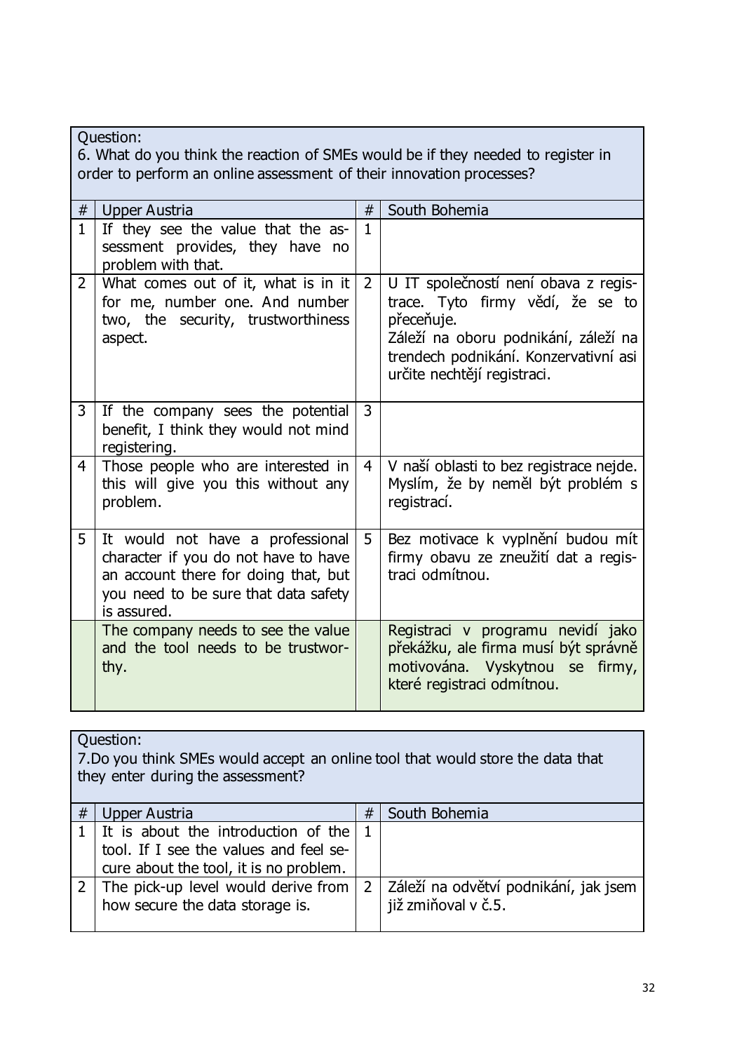| Question: 6. What do you think the reaction of SMEs would be if they needed to register in order to perform an online assessment of their innovation processes? | | | |
|---|---|---|---|
| # | Upper Austria | # | South Bohemia |
| 1 | If they see the value that the assessment provides, they have no problem with that. | 1 | |
| 2 | What comes out of it, what is in it for me, number one. And number two, the security, trustworthiness aspect. | 2 | U IT společností není obava z registrace. Tyto firmy vědí, že se to přeceňuje. Záleží na oboru podnikání, záleží na trendech podnikání. Konzervativní asi určite nechtějí registraci. |
| 3 | If the company sees the potential benefit, I think they would not mind registering. | 3 | |
| 4 | Those people who are interested in this will give you this without any problem. | 4 | V naší oblasti to bez registrace nejde. Myslím, že by neměl být problém s registrací. |
| 5 | It would not have a professional character if you do not have to have an account there for doing that, but you need to be sure that data safety is assured. | 5 | Bez motivace k vyplnění budou mít firmy obavu ze zneužití dat a registraci odmítnou. |
| | The company needs to see the value and the tool needs to be trustworthy. | | Registraci v programu nevidí jako překážku, ale firma musí být správně motivována. Vyskytnou se firmy, které registraci odmítnou. |

| Question: 7.Do you think SMEs would accept an online tool that would store the data that they enter during the assessment? | | | |
|---|---|---|---|
| # | Upper Austria | # | South Bohemia |
| 1 | It is about the introduction of the tool. If I see the values and feel secure about the tool, it is no problem. | 1 | |
| 2 | The pick-up level would derive from how secure the data storage is. | 2 | Záleží na odvětví podnikání, jak jsem již zmiňoval v č.5. |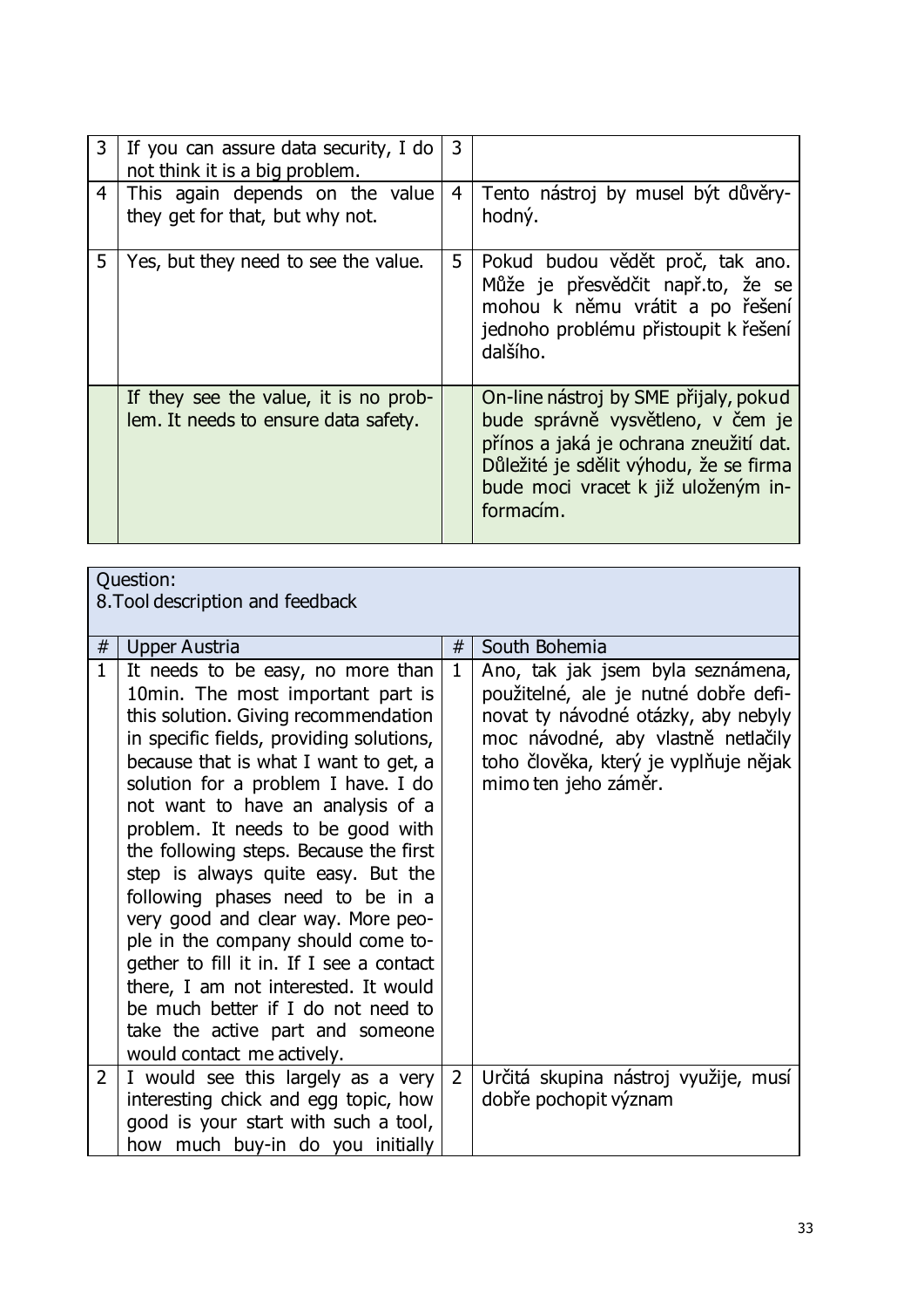| | | | |
|---|---|---|---|
| 3 | If you can assure data security, I do not think it is a big problem. | 3 | |
| 4 | This again depends on the value they get for that, but why not. | 4 | Tento nástroj by musel být důvěryhodný. |
| 5 | Yes, but they need to see the value. | 5 | Pokud budou vědět proč, tak ano. Může je přesvědčit např.to, že se mohou k němu vrátit a po řešení jednoho problému přistoupit k řešení dalšího. |
| | If they see the value, it is no problem. It needs to ensure data safety. | | On-line nástroj by SME přijaly, pokud bude správně vysvětleno, v čem je přínos a jaká je ochrana zneužití dat. Důležité je sdělit výhodu, že se firma bude moci vracet k již uloženým informacím. |

| Question: 8.Tool description and feedback | | | |
|---|---|---|---|
| # | Upper Austria | # | South Bohemia |
| 1 | It needs to be easy, no more than 10min. The most important part is this solution. Giving recommendation in specific fields, providing solutions, because that is what I want to get, a solution for a problem I have. I do not want to have an analysis of a problem. It needs to be good with the following steps. Because the first step is always quite easy. But the following phases need to be in a very good and clear way. More people in the company should come together to fill it in. If I see a contact there, I am not interested. It would be much better if I do not need to take the active part and someone would contact me actively. | 1 | Ano, tak jak jsem byla seznámena, použitelné, ale je nutné dobře definovat ty návodné otázky, aby nebyly moc návodné, aby vlastně netlačily toho člověka, který je vyplňuje nějak mimo ten jeho záměr. |
| 2 | I would see this largely as a very interesting chick and egg topic, how good is your start with such a tool, how much buy-in do you initially | 2 | Určitá skupina nástroj využije, musí dobře pochopit význam |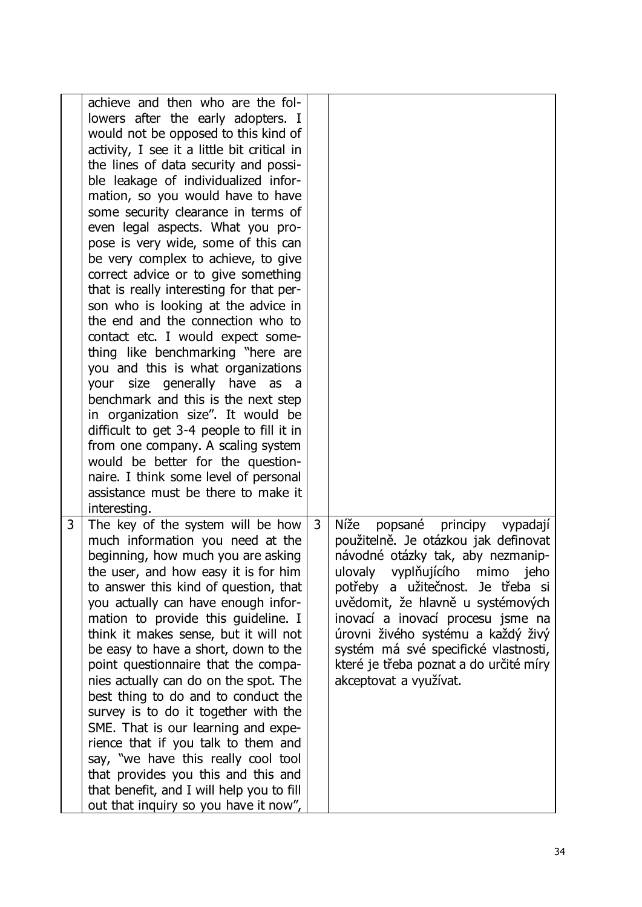|   |   |   |   |
|---|---|---|---|
|   | achieve and then who are the followers after the early adopters. I would not be opposed to this kind of activity, I see it a little bit critical in the lines of data security and possible leakage of individualized information, so you would have to have some security clearance in terms of even legal aspects. What you propose is very wide, some of this can be very complex to achieve, to give correct advice or to give something that is really interesting for that person who is looking at the advice in the end and the connection who to contact etc. I would expect something like benchmarking "here are you and this is what organizations your size generally have as a benchmark and this is the next step in organization size". It would be difficult to get 3-4 people to fill it in from one company. A scaling system would be better for the questionnaire. I think some level of personal assistance must be there to make it interesting. |   |   |
| 3 | The key of the system will be how much information you need at the beginning, how much you are asking the user, and how easy it is for him to answer this kind of question, that you actually can have enough information to provide this guideline. I think it makes sense, but it will not be easy to have a short, down to the point questionnaire that the companies actually can do on the spot. The best thing to do and to conduct the survey is to do it together with the SME. That is our learning and experience that if you talk to them and say, "we have this really cool tool that provides you this and this and that benefit, and I will help you to fill out that inquiry so you have it now", | 3 | Níže popsané principy vypadají použitelně. Je otázkou jak definovat návodné otázky tak, aby nezmanipulovaly vyplňujícího mimo jeho potřeby a užitečnost. Je třeba si uvědomit, že hlavně u systémových inovací a inovací procesu jsme na úrovni živého systému a každý živý systém má své specifické vlastnosti, které je třeba poznat a do určité míry akceptovat a využívat. |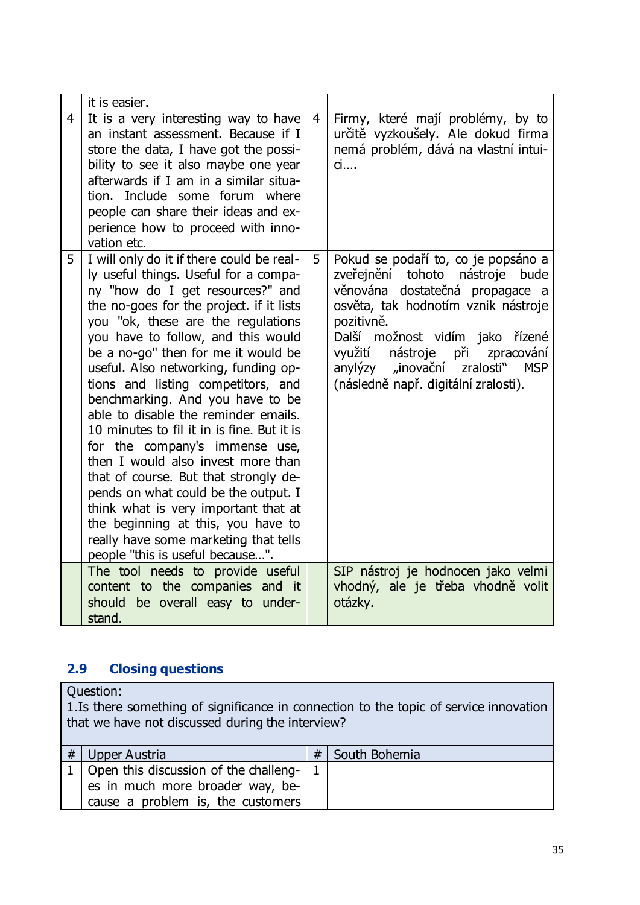| | | | |
|---|---|---|---|
| | it is easier. | | |
| 4 | It is a very interesting way to have an instant assessment. Because if I store the data, I have got the possibility to see it also maybe one year afterwards if I am in a similar situation. Include some forum where people can share their ideas and experience how to proceed with innovation etc. | 4 | Firmy, které mají problémy, by to určitě vyzkoušely. Ale dokud firma nemá problém, dává na vlastní intuici…. |
| 5 | I will only do it if there could be really useful things. Useful for a company "how do I get resources?" and the no-goes for the project. if it lists you "ok, these are the regulations you have to follow, and this would be a no-go" then for me it would be useful. Also networking, funding options and listing competitors, and benchmarking. And you have to be able to disable the reminder emails. 10 minutes to fil it in is fine. But it is for the company's immense use, then I would also invest more than that of course. But that strongly depends on what could be the output. I think what is very important that at the beginning at this, you have to really have some marketing that tells people "this is useful because…". | 5 | Pokud se podaří to, co je popsáno a zveřejnění tohoto nástroje bude věnována dostatečná propagace a osvěta, tak hodnotím vznik nástroje pozitivně.<br>Další možnost vidím jako řízené využití nástroje při zpracování anylýzy „inovační zralosti" MSP (následně např. digitální zralosti). |
| | The tool needs to provide useful content to the companies and it should be overall easy to understand. | | SIP nástroj je hodnocen jako velmi vhodný, ale je třeba vhodně volit otázky. |

## 2.9 Closing questions

| Question:<br>1.Is there something of significance in connection to the topic of service innovation that we have not discussed during the interview? | | | |
|---|---|---|---|
| # | Upper Austria | # | South Bohemia |
| 1 | Open this discussion of the challenges in much more broader way, because a problem is, the customers | 1 | |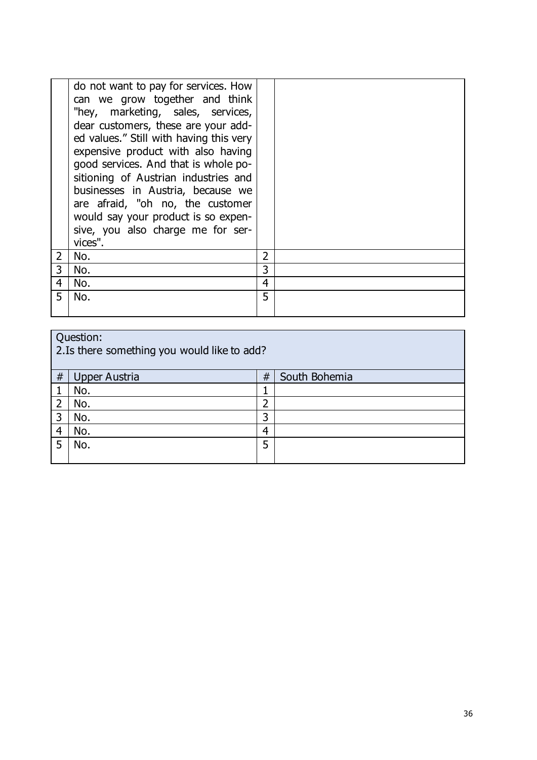| | | | |
|---|---|---|---|
| | do not want to pay for services. How can we grow together and think "hey, marketing, sales, services, dear customers, these are your added values." Still with having this very expensive product with also having good services. And that is whole positioning of Austrian industries and businesses in Austria, because we are afraid, "oh no, the customer would say your product is so expensive, you also charge me for services". | | |
| 2 | No. | 2 | |
| 3 | No. | 3 | |
| 4 | No. | 4 | |
| 5 | No. | 5 | |

| Question:<br>2.Is there something you would like to add? | | | |
|---|---|---|---|
| # | Upper Austria | # | South Bohemia |
| 1 | No. | 1 | |
| 2 | No. | 2 | |
| 3 | No. | 3 | |
| 4 | No. | 4 | |
| 5 | No. | 5 | |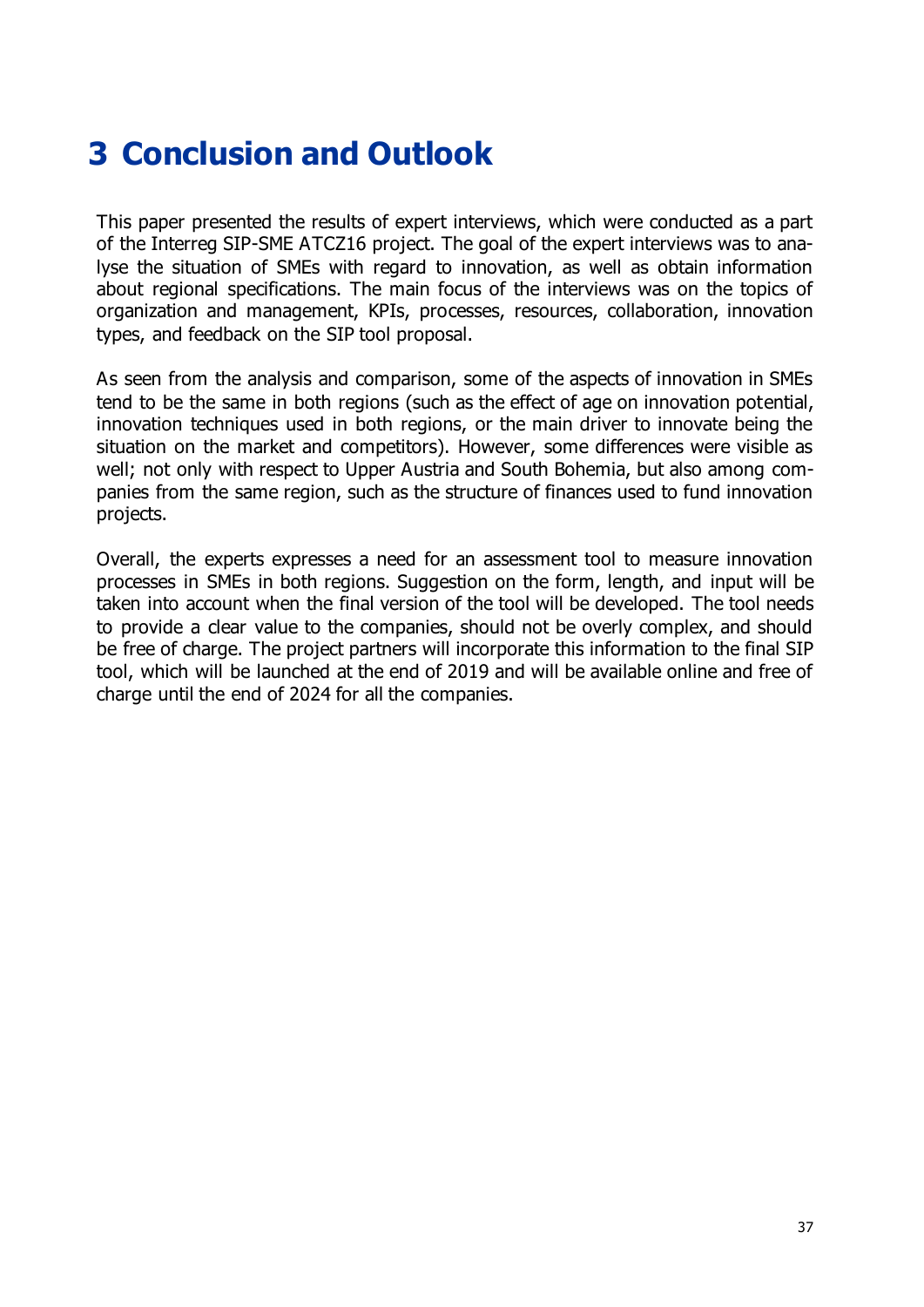# 3 Conclusion and Outlook

This paper presented the results of expert interviews, which were conducted as a part of the Interreg SIP-SME ATCZ16 project. The goal of the expert interviews was to analyse the situation of SMEs with regard to innovation, as well as obtain information about regional specifications. The main focus of the interviews was on the topics of organization and management, KPIs, processes, resources, collaboration, innovation types, and feedback on the SIP tool proposal.

As seen from the analysis and comparison, some of the aspects of innovation in SMEs tend to be the same in both regions (such as the effect of age on innovation potential, innovation techniques used in both regions, or the main driver to innovate being the situation on the market and competitors). However, some differences were visible as well; not only with respect to Upper Austria and South Bohemia, but also among companies from the same region, such as the structure of finances used to fund innovation projects.

Overall, the experts expresses a need for an assessment tool to measure innovation processes in SMEs in both regions. Suggestion on the form, length, and input will be taken into account when the final version of the tool will be developed. The tool needs to provide a clear value to the companies, should not be overly complex, and should be free of charge. The project partners will incorporate this information to the final SIP tool, which will be launched at the end of 2019 and will be available online and free of charge until the end of 2024 for all the companies.